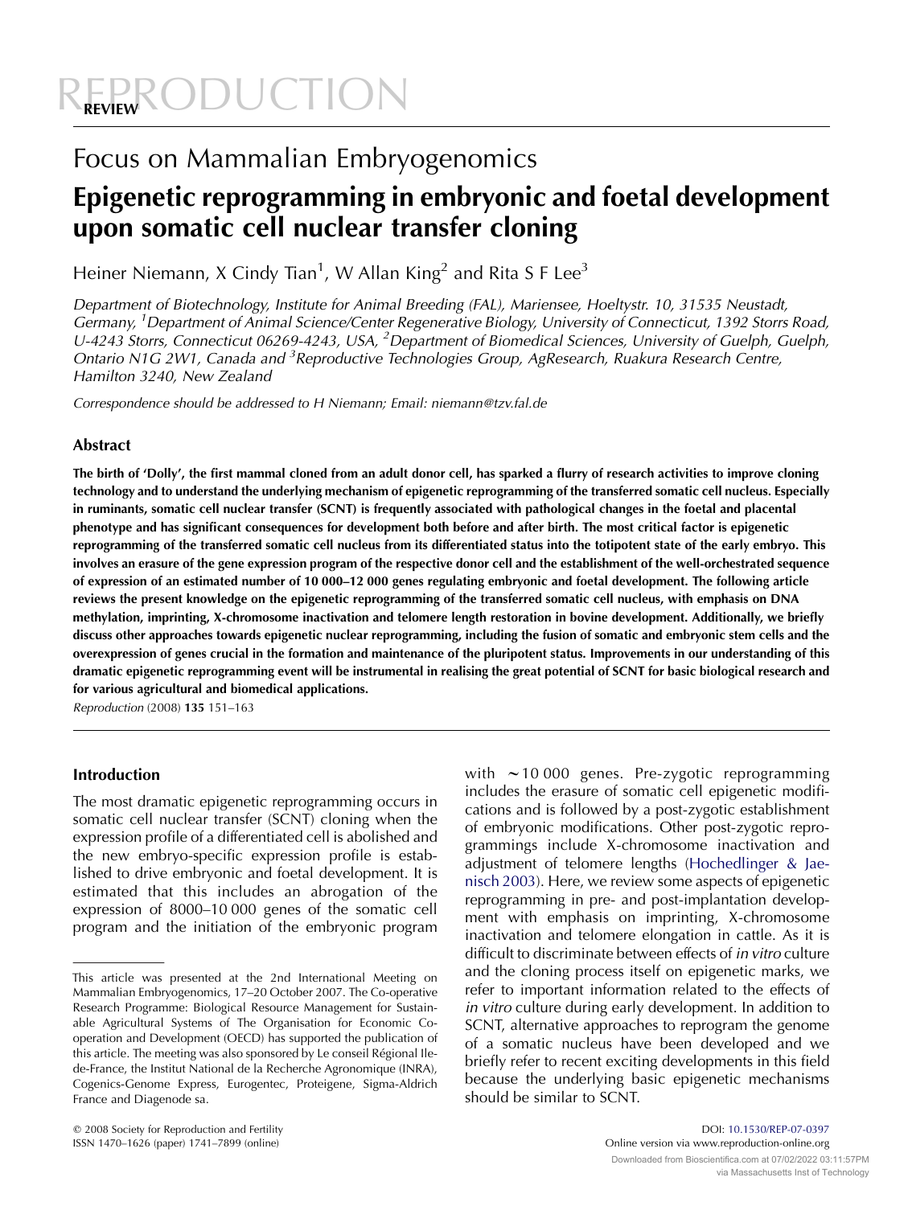REPRODUCTION

REVIEW

# Focus on Mammalian Embryogenomics

# Epigenetic reprogramming in embryonic and foetal development upon somatic cell nuclear transfer cloning

Heiner Niemann, X Cindy Tian[1], W Allan King[2] and Rita S F Lee[3]

*Department of Biotechnology, Institute for Animal Breeding (FAL), Mariensee, Hoeltystr. 10, 31535 Neustadt, Germany, [1]Department of Animal Science/Center Regenerative Biology, University of Connecticut, 1392 Storrs Road, U-4243 Storrs, Connecticut 06269-4243, USA, [2]Department of Biomedical Sciences, University of Guelph, Guelph, Ontario N1G 2W1, Canada and [3]Reproductive Technologies Group, AgResearch, Ruakura Research Centre, Hamilton 3240, New Zealand*

*Correspondence should be addressed to H Niemann; Email: niemann@tzv.fal.de*

## Abstract

**The birth of 'Dolly', the first mammal cloned from an adult donor cell, has sparked a flurry of research activities to improve cloning technology and to understand the underlying mechanism of epigenetic reprogramming of the transferred somatic cell nucleus. Especially in ruminants, somatic cell nuclear transfer (SCNT) is frequently associated with pathological changes in the foetal and placental phenotype and has significant consequences for development both before and after birth. The most critical factor is epigenetic reprogramming of the transferred somatic cell nucleus from its differentiated status into the totipotent state of the early embryo. This involves an erasure of the gene expression program of the respective donor cell and the establishment of the well-orchestrated sequence of expression of an estimated number of 10 000–12 000 genes regulating embryonic and foetal development. The following article reviews the present knowledge on the epigenetic reprogramming of the transferred somatic cell nucleus, with emphasis on DNA methylation, imprinting, X-chromosome inactivation and telomere length restoration in bovine development. Additionally, we briefly discuss other approaches towards epigenetic nuclear reprogramming, including the fusion of somatic and embryonic stem cells and the overexpression of genes crucial in the formation and maintenance of the pluripotent status. Improvements in our understanding of this dramatic epigenetic reprogramming event will be instrumental in realising the great potential of SCNT for basic biological research and for various agricultural and biomedical applications.**

*Reproduction* (2008) **135** 151–163

## Introduction

The most dramatic epigenetic reprogramming occurs in somatic cell nuclear transfer (SCNT) cloning when the expression profile of a differentiated cell is abolished and the new embryo-specific expression profile is established to drive embryonic and foetal development. It is estimated that this includes an abrogation of the expression of 8000–10 000 genes of the somatic cell program and the initiation of the embryonic program with ~10 000 genes. Pre-zygotic reprogramming includes the erasure of somatic cell epigenetic modifications and is followed by a post-zygotic establishment of embryonic modifications. Other post-zygotic reprogrammings include X-chromosome inactivation and adjustment of telomere lengths (Hochedlinger & Jaenisch 2003). Here, we review some aspects of epigenetic reprogramming in pre- and post-implantation development with emphasis on imprinting, X-chromosome inactivation and telomere elongation in cattle. As it is difficult to discriminate between effects of *in vitro* culture and the cloning process itself on epigenetic marks, we refer to important information related to the effects of *in vitro* culture during early development. In addition to SCNT, alternative approaches to reprogram the genome of a somatic nucleus have been developed and we briefly refer to recent exciting developments in this field because the underlying basic epigenetic mechanisms should be similar to SCNT.

This article was presented at the 2nd International Meeting on Mammalian Embryogenomics, 17–20 October 2007. The Co-operative Research Programme: Biological Resource Management for Sustainable Agricultural Systems of The Organisation for Economic Co-operation and Development (OECD) has supported the publication of this article. The meeting was also sponsored by Le conseil Régional Ile-de-France, the Institut National de la Recherche Agronomique (INRA), Cogenics-Genome Express, Eurogentec, Proteigene, Sigma-Aldrich France and Diagenode sa.

© 2008 Society for Reproduction and Fertility
ISSN 1470–1626 (paper) 1741–7899 (online)

DOI: 10.1530/REP-07-0397
Online version via www.reproduction-online.org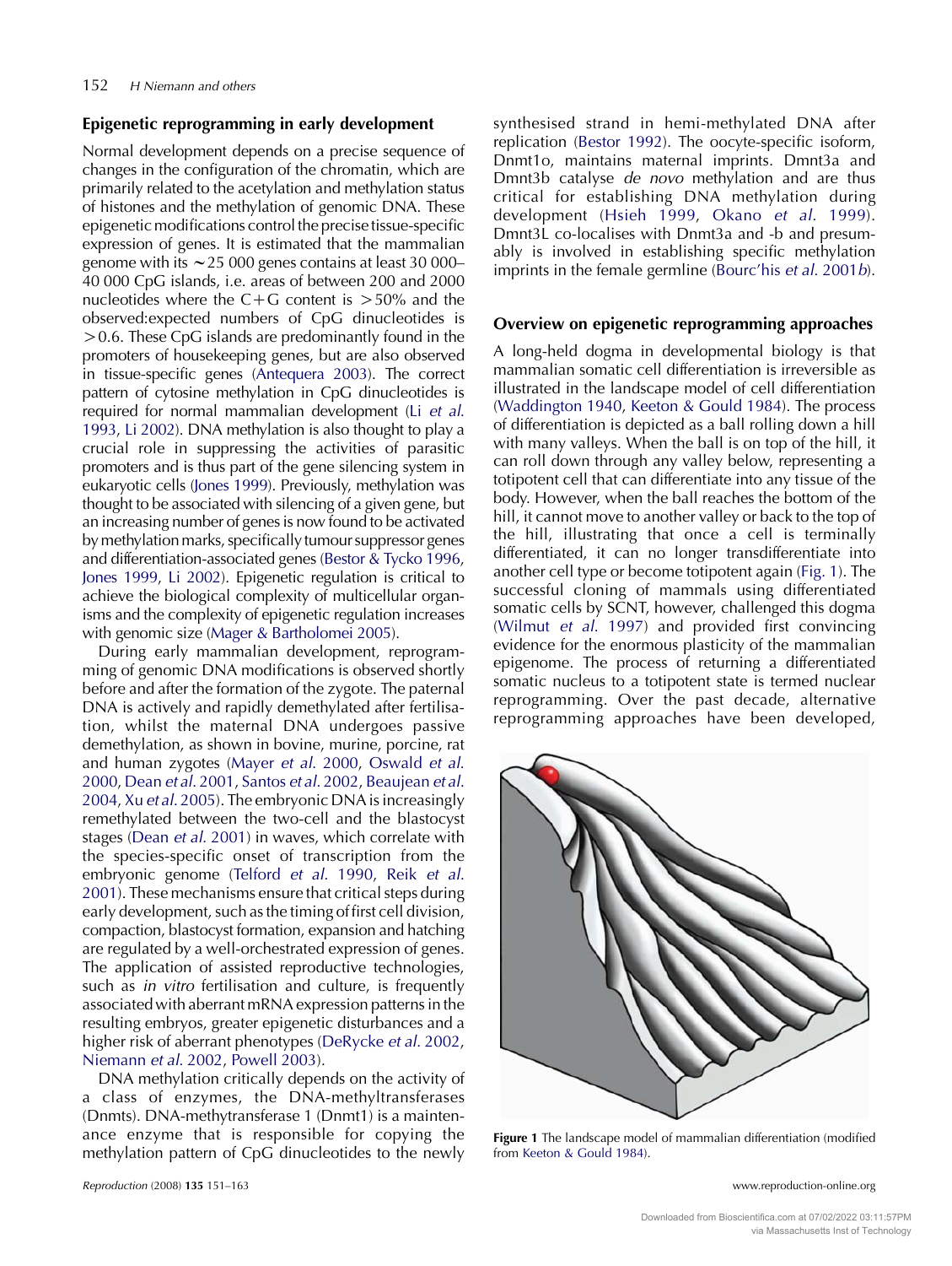## Epigenetic reprogramming in early development

Normal development depends on a precise sequence of changes in the configuration of the chromatin, which are primarily related to the acetylation and methylation status of histones and the methylation of genomic DNA. These epigenetic modifications control the precise tissue-specific expression of genes. It is estimated that the mammalian genome with its ~25 000 genes contains at least 30 000–40 000 CpG islands, i.e. areas of between 200 and 2000 nucleotides where the C+G content is >50% and the observed:expected numbers of CpG dinucleotides is >0.6. These CpG islands are predominantly found in the promoters of housekeeping genes, but are also observed in tissue-specific genes (Antequera 2003). The correct pattern of cytosine methylation in CpG dinucleotides is required for normal mammalian development (Li *et al.* 1993, Li 2002). DNA methylation is also thought to play a crucial role in suppressing the activities of parasitic promoters and is thus part of the gene silencing system in eukaryotic cells (Jones 1999). Previously, methylation was thought to be associated with silencing of a given gene, but an increasing number of genes is now found to be activated by methylation marks, specifically tumour suppressor genes and differentiation-associated genes (Bestor & Tycko 1996, Jones 1999, Li 2002). Epigenetic regulation is critical to achieve the biological complexity of multicellular organisms and the complexity of epigenetic regulation increases with genomic size (Mager & Bartholomei 2005).

During early mammalian development, reprogramming of genomic DNA modifications is observed shortly before and after the formation of the zygote. The paternal DNA is actively and rapidly demethylated after fertilisation, whilst the maternal DNA undergoes passive demethylation, as shown in bovine, murine, porcine, rat and human zygotes (Mayer *et al.* 2000, Oswald *et al.* 2000, Dean *et al.* 2001, Santos *et al.* 2002, Beaujean *et al.* 2004, Xu *et al.* 2005). The embryonic DNA is increasingly remethylated between the two-cell and the blastocyst stages (Dean *et al.* 2001) in waves, which correlate with the species-specific onset of transcription from the embryonic genome (Telford *et al.* 1990, Reik *et al.* 2001). These mechanisms ensure that critical steps during early development, such as the timing of first cell division, compaction, blastocyst formation, expansion and hatching are regulated by a well-orchestrated expression of genes. The application of assisted reproductive technologies, such as *in vitro* fertilisation and culture, is frequently associated with aberrant mRNA expression patterns in the resulting embryos, greater epigenetic disturbances and a higher risk of aberrant phenotypes (DeRycke *et al.* 2002, Niemann *et al.* 2002, Powell 2003).

DNA methylation critically depends on the activity of a class of enzymes, the DNA-methyltransferases (Dnmts). DNA-methytransferase 1 (Dnmt1) is a maintenance enzyme that is responsible for copying the methylation pattern of CpG dinucleotides to the newly synthesised strand in hemi-methylated DNA after replication (Bestor 1992). The oocyte-specific isoform, Dnmt1o, maintains maternal imprints. Dmnt3a and Dmnt3b catalyse *de novo* methylation and are thus critical for establishing DNA methylation during development (Hsieh 1999, Okano *et al.* 1999). Dmnt3L co-localises with Dnmt3a and -b and presumably is involved in establishing specific methylation imprints in the female germline (Bourc'his *et al.* 2001*b*).

## Overview on epigenetic reprogramming approaches

A long-held dogma in developmental biology is that mammalian somatic cell differentiation is irreversible as illustrated in the landscape model of cell differentiation (Waddington 1940, Keeton & Gould 1984). The process of differentiation is depicted as a ball rolling down a hill with many valleys. When the ball is on top of the hill, it can roll down through any valley below, representing a totipotent cell that can differentiate into any tissue of the body. However, when the ball reaches the bottom of the hill, it cannot move to another valley or back to the top of the hill, illustrating that once a cell is terminally differentiated, it can no longer transdifferentiate into another cell type or become totipotent again (Fig. 1). The successful cloning of mammals using differentiated somatic cells by SCNT, however, challenged this dogma (Wilmut *et al.* 1997) and provided first convincing evidence for the enormous plasticity of the mammalian epigenome. The process of returning a differentiated somatic nucleus to a totipotent state is termed nuclear reprogramming. Over the past decade, alternative reprogramming approaches have been developed,

**Figure 1** The landscape model of mammalian differentiation (modified from Keeton & Gould 1984).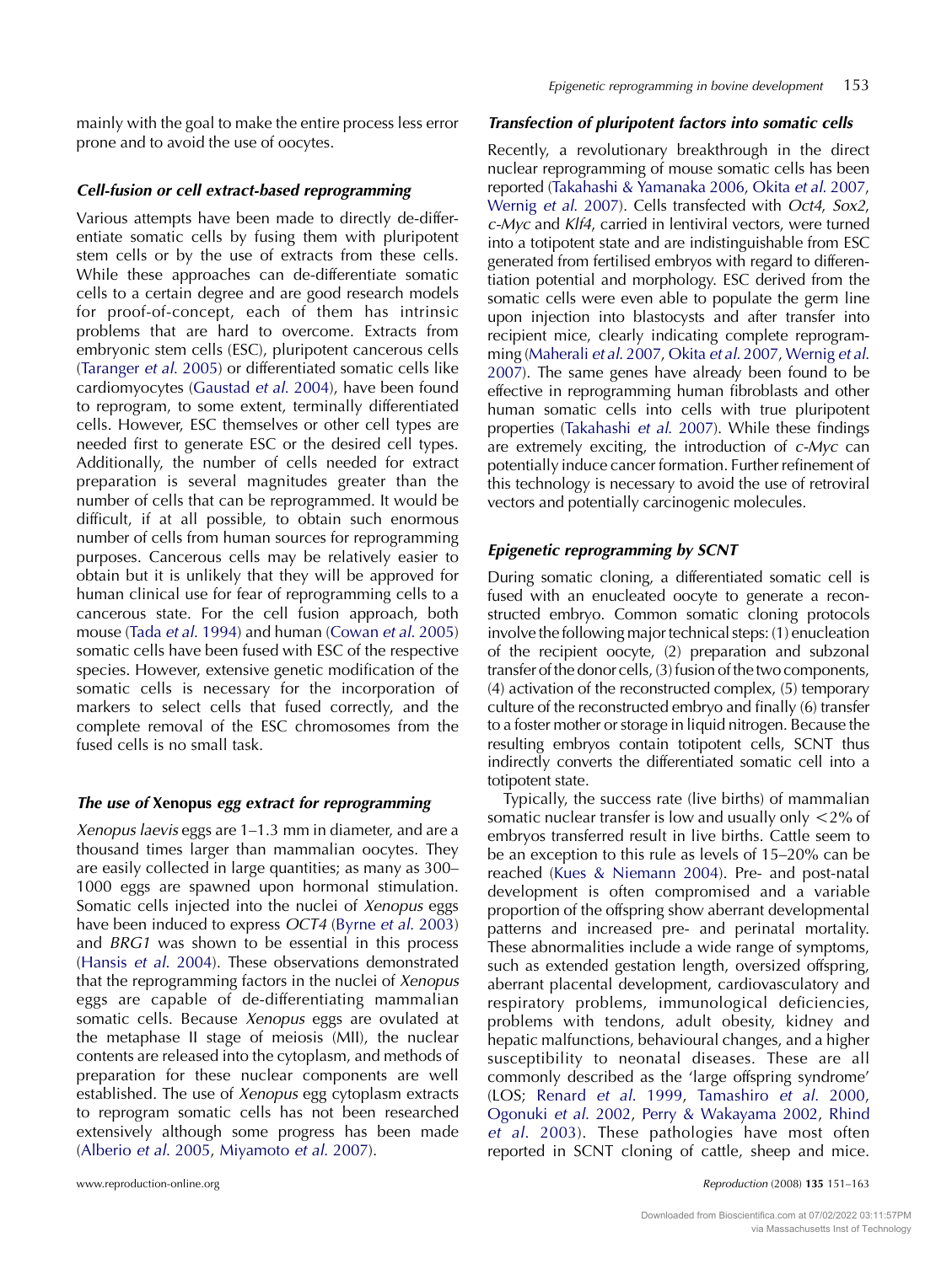mainly with the goal to make the entire process less error prone and to avoid the use of oocytes.

### *Cell-fusion or cell extract-based reprogramming*

Various attempts have been made to directly de-differentiate somatic cells by fusing them with pluripotent stem cells or by the use of extracts from these cells. While these approaches can de-differentiate somatic cells to a certain degree and are good research models for proof-of-concept, each of them has intrinsic problems that are hard to overcome. Extracts from embryonic stem cells (ESC), pluripotent cancerous cells (Taranger *et al.* 2005) or differentiated somatic cells like cardiomyocytes (Gaustad *et al.* 2004), have been found to reprogram, to some extent, terminally differentiated cells. However, ESC themselves or other cell types are needed first to generate ESC or the desired cell types. Additionally, the number of cells needed for extract preparation is several magnitudes greater than the number of cells that can be reprogrammed. It would be difficult, if at all possible, to obtain such enormous number of cells from human sources for reprogramming purposes. Cancerous cells may be relatively easier to obtain but it is unlikely that they will be approved for human clinical use for fear of reprogramming cells to a cancerous state. For the cell fusion approach, both mouse (Tada *et al.* 1994) and human (Cowan *et al.* 2005) somatic cells have been fused with ESC of the respective species. However, extensive genetic modification of the somatic cells is necessary for the incorporation of markers to select cells that fused correctly, and the complete removal of the ESC chromosomes from the fused cells is no small task.

### *The use of* Xenopus *egg extract for reprogramming*

*Xenopus laevis* eggs are 1–1.3 mm in diameter, and are a thousand times larger than mammalian oocytes. They are easily collected in large quantities; as many as 300–1000 eggs are spawned upon hormonal stimulation. Somatic cells injected into the nuclei of *Xenopus* eggs have been induced to express *OCT4* (Byrne *et al.* 2003) and *BRG1* was shown to be essential in this process (Hansis *et al.* 2004). These observations demonstrated that the reprogramming factors in the nuclei of *Xenopus* eggs are capable of de-differentiating mammalian somatic cells. Because *Xenopus* eggs are ovulated at the metaphase II stage of meiosis (MII), the nuclear contents are released into the cytoplasm, and methods of preparation for these nuclear components are well established. The use of *Xenopus* egg cytoplasm extracts to reprogram somatic cells has not been researched extensively although some progress has been made (Alberio *et al.* 2005, Miyamoto *et al.* 2007).

### *Transfection of pluripotent factors into somatic cells*

Recently, a revolutionary breakthrough in the direct nuclear reprogramming of mouse somatic cells has been reported (Takahashi & Yamanaka 2006, Okita *et al.* 2007, Wernig *et al.* 2007). Cells transfected with *Oct4*, *Sox2*, *c-Myc* and *Klf4*, carried in lentiviral vectors, were turned into a totipotent state and are indistinguishable from ESC generated from fertilised embryos with regard to differentiation potential and morphology. ESC derived from the somatic cells were even able to populate the germ line upon injection into blastocysts and after transfer into recipient mice, clearly indicating complete reprogramming (Maherali *et al.* 2007, Okita *et al.* 2007, Wernig *et al.* 2007). The same genes have already been found to be effective in reprogramming human fibroblasts and other human somatic cells into cells with true pluripotent properties (Takahashi *et al.* 2007). While these findings are extremely exciting, the introduction of *c-Myc* can potentially induce cancer formation. Further refinement of this technology is necessary to avoid the use of retroviral vectors and potentially carcinogenic molecules.

### *Epigenetic reprogramming by SCNT*

During somatic cloning, a differentiated somatic cell is fused with an enucleated oocyte to generate a reconstructed embryo. Common somatic cloning protocols involve the following major technical steps: (1) enucleation of the recipient oocyte, (2) preparation and subzonal transfer of the donor cells, (3) fusion of the two components, (4) activation of the reconstructed complex, (5) temporary culture of the reconstructed embryo and finally (6) transfer to a foster mother or storage in liquid nitrogen. Because the resulting embryos contain totipotent cells, SCNT thus indirectly converts the differentiated somatic cell into a totipotent state.

Typically, the success rate (live births) of mammalian somatic nuclear transfer is low and usually only <2% of embryos transferred result in live births. Cattle seem to be an exception to this rule as levels of 15–20% can be reached (Kues & Niemann 2004). Pre- and post-natal development is often compromised and a variable proportion of the offspring show aberrant developmental patterns and increased pre- and perinatal mortality. These abnormalities include a wide range of symptoms, such as extended gestation length, oversized offspring, aberrant placental development, cardiovasculatory and respiratory problems, immunological deficiencies, problems with tendons, adult obesity, kidney and hepatic malfunctions, behavioural changes, and a higher susceptibility to neonatal diseases. These are all commonly described as the 'large offspring syndrome' (LOS; Renard *et al.* 1999, Tamashiro *et al.* 2000, Ogonuki *et al.* 2002, Perry & Wakayama 2002, Rhind *et al.* 2003). These pathologies have most often reported in SCNT cloning of cattle, sheep and mice.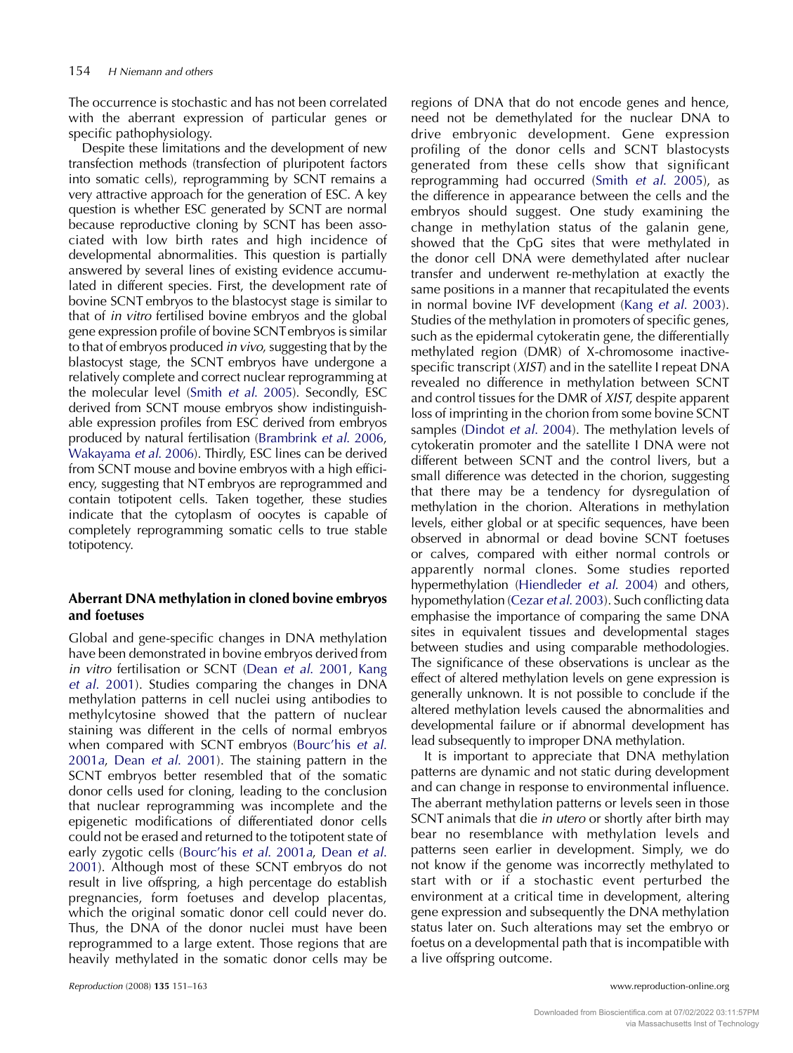The occurrence is stochastic and has not been correlated with the aberrant expression of particular genes or specific pathophysiology.

Despite these limitations and the development of new transfection methods (transfection of pluripotent factors into somatic cells), reprogramming by SCNT remains a very attractive approach for the generation of ESC. A key question is whether ESC generated by SCNT are normal because reproductive cloning by SCNT has been associated with low birth rates and high incidence of developmental abnormalities. This question is partially answered by several lines of existing evidence accumulated in different species. First, the development rate of bovine SCNT embryos to the blastocyst stage is similar to that of *in vitro* fertilised bovine embryos and the global gene expression profile of bovine SCNT embryos is similar to that of embryos produced *in vivo*, suggesting that by the blastocyst stage, the SCNT embryos have undergone a relatively complete and correct nuclear reprogramming at the molecular level (Smith *et al.* 2005). Secondly, ESC derived from SCNT mouse embryos show indistinguishable expression profiles from ESC derived from embryos produced by natural fertilisation (Brambrink *et al.* 2006, Wakayama *et al.* 2006). Thirdly, ESC lines can be derived from SCNT mouse and bovine embryos with a high efficiency, suggesting that NT embryos are reprogrammed and contain totipotent cells. Taken together, these studies indicate that the cytoplasm of oocytes is capable of completely reprogramming somatic cells to true stable totipotency.

## Aberrant DNA methylation in cloned bovine embryos and foetuses

Global and gene-specific changes in DNA methylation have been demonstrated in bovine embryos derived from *in vitro* fertilisation or SCNT (Dean *et al.* 2001, Kang *et al.* 2001). Studies comparing the changes in DNA methylation patterns in cell nuclei using antibodies to methylcytosine showed that the pattern of nuclear staining was different in the cells of normal embryos when compared with SCNT embryos (Bourc'his *et al.* 2001*a*, Dean *et al.* 2001). The staining pattern in the SCNT embryos better resembled that of the somatic donor cells used for cloning, leading to the conclusion that nuclear reprogramming was incomplete and the epigenetic modifications of differentiated donor cells could not be erased and returned to the totipotent state of early zygotic cells (Bourc'his *et al.* 2001*a*, Dean *et al.* 2001). Although most of these SCNT embryos do not result in live offspring, a high percentage do establish pregnancies, form foetuses and develop placentas, which the original somatic donor cell could never do. Thus, the DNA of the donor nuclei must have been reprogrammed to a large extent. Those regions that are heavily methylated in the somatic donor cells may be regions of DNA that do not encode genes and hence, need not be demethylated for the nuclear DNA to drive embryonic development. Gene expression profiling of the donor cells and SCNT blastocysts generated from these cells show that significant reprogramming had occurred (Smith *et al.* 2005), as the difference in appearance between the cells and the embryos should suggest. One study examining the change in methylation status of the galanin gene, showed that the CpG sites that were methylated in the donor cell DNA were demethylated after nuclear transfer and underwent re-methylation at exactly the same positions in a manner that recapitulated the events in normal bovine IVF development (Kang *et al.* 2003). Studies of the methylation in promoters of specific genes, such as the epidermal cytokeratin gene, the differentially methylated region (DMR) of X-chromosome inactive-specific transcript (*XIST*) and in the satellite I repeat DNA revealed no difference in methylation between SCNT and control tissues for the DMR of *XIST*, despite apparent loss of imprinting in the chorion from some bovine SCNT samples (Dindot *et al.* 2004). The methylation levels of cytokeratin promoter and the satellite I DNA were not different between SCNT and the control livers, but a small difference was detected in the chorion, suggesting that there may be a tendency for dysregulation of methylation in the chorion. Alterations in methylation levels, either global or at specific sequences, have been observed in abnormal or dead bovine SCNT foetuses or calves, compared with either normal controls or apparently normal clones. Some studies reported hypermethylation (Hiendleder *et al.* 2004) and others, hypomethylation (Cezar *et al.* 2003). Such conflicting data emphasise the importance of comparing the same DNA sites in equivalent tissues and developmental stages between studies and using comparable methodologies. The significance of these observations is unclear as the effect of altered methylation levels on gene expression is generally unknown. It is not possible to conclude if the altered methylation levels caused the abnormalities and developmental failure or if abnormal development has lead subsequently to improper DNA methylation.

It is important to appreciate that DNA methylation patterns are dynamic and not static during development and can change in response to environmental influence. The aberrant methylation patterns or levels seen in those SCNT animals that die *in utero* or shortly after birth may bear no resemblance with methylation levels and patterns seen earlier in development. Simply, we do not know if the genome was incorrectly methylated to start with or if a stochastic event perturbed the environment at a critical time in development, altering gene expression and subsequently the DNA methylation status later on. Such alterations may set the embryo or foetus on a developmental path that is incompatible with a live offspring outcome.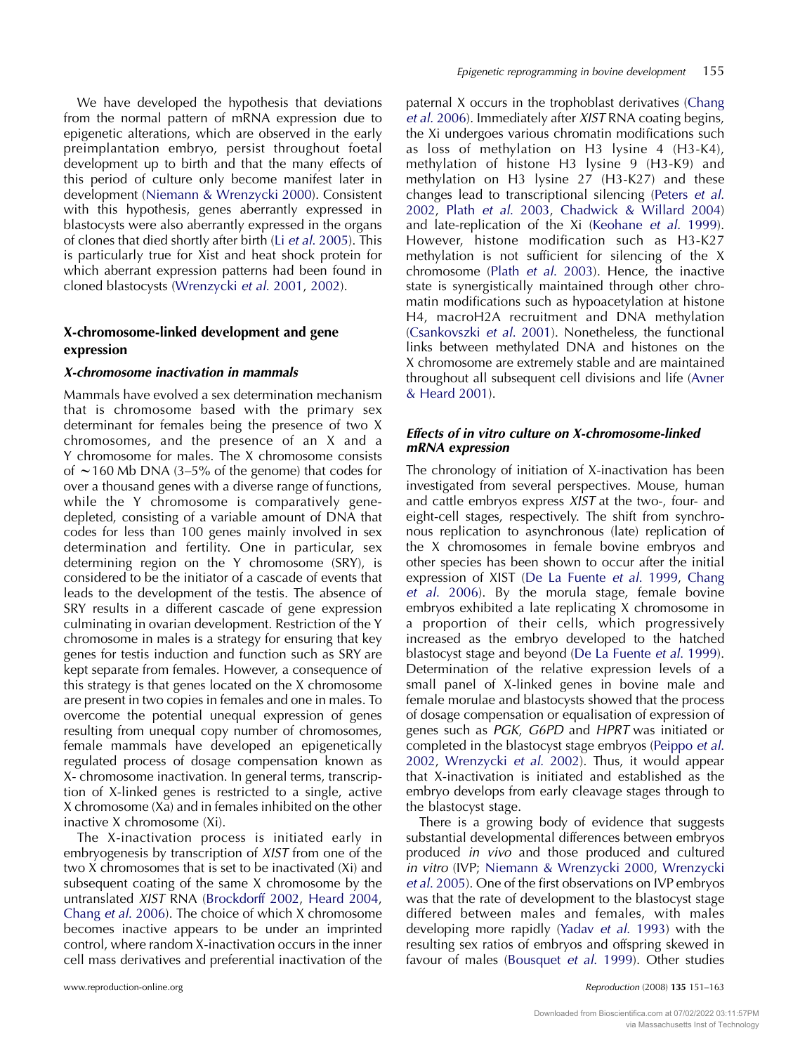We have developed the hypothesis that deviations from the normal pattern of mRNA expression due to epigenetic alterations, which are observed in the early preimplantation embryo, persist throughout foetal development up to birth and that the many effects of this period of culture only become manifest later in development (Niemann & Wrenzycki 2000). Consistent with this hypothesis, genes aberrantly expressed in blastocysts were also aberrantly expressed in the organs of clones that died shortly after birth (Li *et al.* 2005). This is particularly true for Xist and heat shock protein for which aberrant expression patterns had been found in cloned blastocysts (Wrenzycki *et al.* 2001, 2002).

## X-chromosome-linked development and gene expression

### *X-chromosome inactivation in mammals*

Mammals have evolved a sex determination mechanism that is chromosome based with the primary sex determinant for females being the presence of two X chromosomes, and the presence of an X and a Y chromosome for males. The X chromosome consists of ∼160 Mb DNA (3–5% of the genome) that codes for over a thousand genes with a diverse range of functions, while the Y chromosome is comparatively gene-depleted, consisting of a variable amount of DNA that codes for less than 100 genes mainly involved in sex determination and fertility. One in particular, sex determining region on the Y chromosome (SRY), is considered to be the initiator of a cascade of events that leads to the development of the testis. The absence of SRY results in a different cascade of gene expression culminating in ovarian development. Restriction of the Y chromosome in males is a strategy for ensuring that key genes for testis induction and function such as SRY are kept separate from females. However, a consequence of this strategy is that genes located on the X chromosome are present in two copies in females and one in males. To overcome the potential unequal expression of genes resulting from unequal copy number of chromosomes, female mammals have developed an epigenetically regulated process of dosage compensation known as X- chromosome inactivation. In general terms, transcription of X-linked genes is restricted to a single, active X chromosome (Xa) and in females inhibited on the other inactive X chromosome (Xi).

The X-inactivation process is initiated early in embryogenesis by transcription of *XIST* from one of the two X chromosomes that is set to be inactivated (Xi) and subsequent coating of the same X chromosome by the untranslated *XIST* RNA (Brockdorff 2002, Heard 2004, Chang *et al.* 2006). The choice of which X chromosome becomes inactive appears to be under an imprinted control, where random X-inactivation occurs in the inner cell mass derivatives and preferential inactivation of the paternal X occurs in the trophoblast derivatives (Chang *et al.* 2006). Immediately after *XIST* RNA coating begins, the Xi undergoes various chromatin modifications such as loss of methylation on H3 lysine 4 (H3-K4), methylation of histone H3 lysine 9 (H3-K9) and methylation on H3 lysine 27 (H3-K27) and these changes lead to transcriptional silencing (Peters *et al.* 2002, Plath *et al.* 2003, Chadwick & Willard 2004) and late-replication of the Xi (Keohane *et al.* 1999). However, histone modification such as H3-K27 methylation is not sufficient for silencing of the X chromosome (Plath *et al.* 2003). Hence, the inactive state is synergistically maintained through other chromatin modifications such as hypoacetylation at histone H4, macroH2A recruitment and DNA methylation (Csankovszki *et al.* 2001). Nonetheless, the functional links between methylated DNA and histones on the X chromosome are extremely stable and are maintained throughout all subsequent cell divisions and life (Avner & Heard 2001).

### *Effects of in vitro culture on X-chromosome-linked mRNA expression*

The chronology of initiation of X-inactivation has been investigated from several perspectives. Mouse, human and cattle embryos express *XIST* at the two-, four- and eight-cell stages, respectively. The shift from synchronous replication to asynchronous (late) replication of the X chromosomes in female bovine embryos and other species has been shown to occur after the initial expression of XIST (De La Fuente *et al.* 1999, Chang *et al.* 2006). By the morula stage, female bovine embryos exhibited a late replicating X chromosome in a proportion of their cells, which progressively increased as the embryo developed to the hatched blastocyst stage and beyond (De La Fuente *et al.* 1999). Determination of the relative expression levels of a small panel of X-linked genes in bovine male and female morulae and blastocysts showed that the process of dosage compensation or equalisation of expression of genes such as *PGK*, *G6PD* and *HPRT* was initiated or completed in the blastocyst stage embryos (Peippo *et al.* 2002, Wrenzycki *et al.* 2002). Thus, it would appear that X-inactivation is initiated and established as the embryo develops from early cleavage stages through to the blastocyst stage.

There is a growing body of evidence that suggests substantial developmental differences between embryos produced *in vivo* and those produced and cultured *in vitro* (IVP; Niemann & Wrenzycki 2000, Wrenzycki *et al.* 2005). One of the first observations on IVP embryos was that the rate of development to the blastocyst stage differed between males and females, with males developing more rapidly (Yadav *et al.* 1993) with the resulting sex ratios of embryos and offspring skewed in favour of males (Bousquet *et al.* 1999). Other studies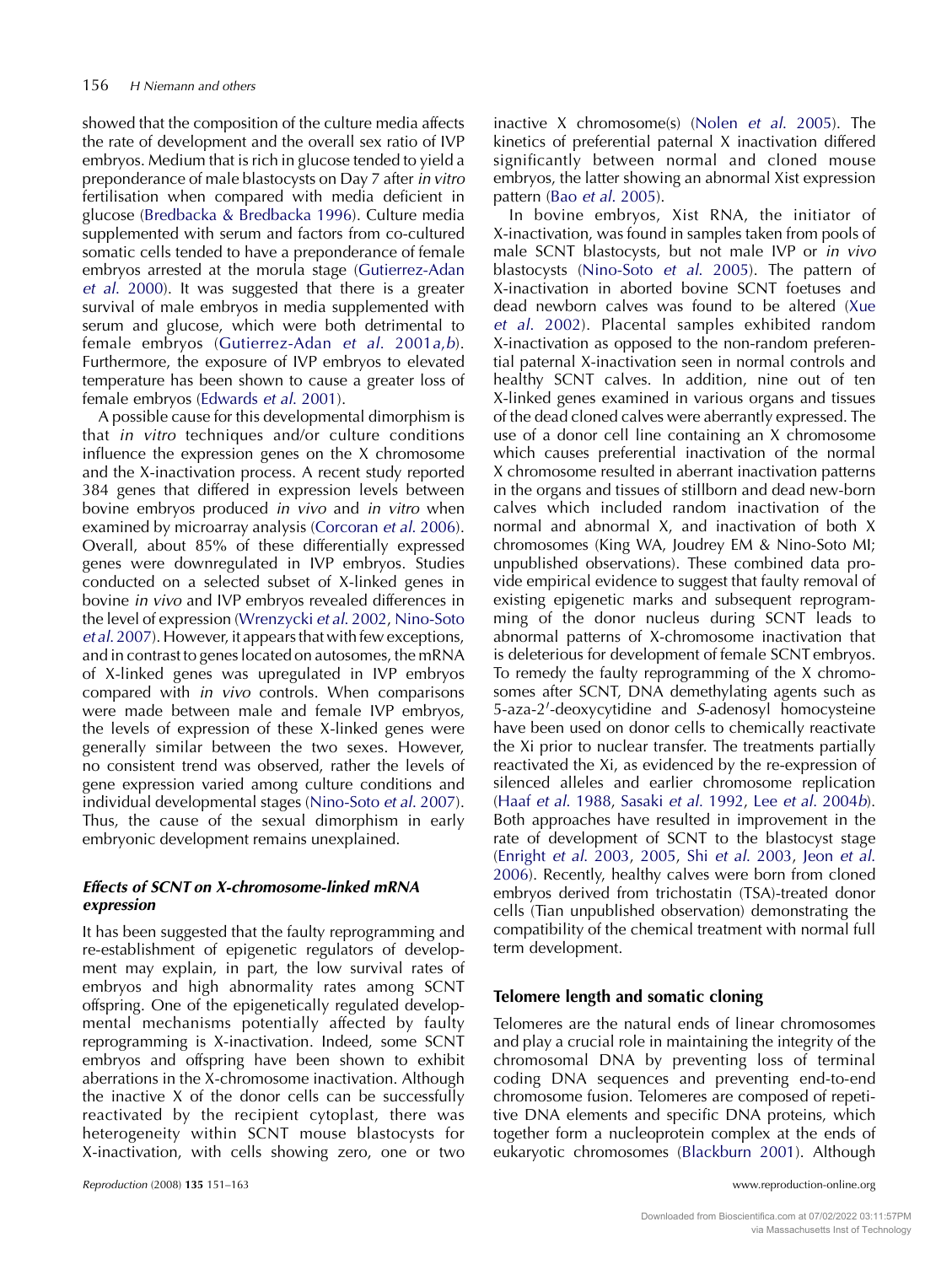showed that the composition of the culture media affects the rate of development and the overall sex ratio of IVP embryos. Medium that is rich in glucose tended to yield a preponderance of male blastocysts on Day 7 after *in vitro* fertilisation when compared with media deficient in glucose (Bredbacka & Bredbacka 1996). Culture media supplemented with serum and factors from co-cultured somatic cells tended to have a preponderance of female embryos arrested at the morula stage (Gutierrez-Adan *et al*. 2000). It was suggested that there is a greater survival of male embryos in media supplemented with serum and glucose, which were both detrimental to female embryos (Gutierrez-Adan *et al*. 2001*a,b*). Furthermore, the exposure of IVP embryos to elevated temperature has been shown to cause a greater loss of female embryos (Edwards *et al*. 2001).

A possible cause for this developmental dimorphism is that *in vitro* techniques and/or culture conditions influence the expression genes on the X chromosome and the X-inactivation process. A recent study reported 384 genes that differed in expression levels between bovine embryos produced *in vivo* and *in vitro* when examined by microarray analysis (Corcoran *et al*. 2006). Overall, about 85% of these differentially expressed genes were downregulated in IVP embryos. Studies conducted on a selected subset of X-linked genes in bovine *in vivo* and IVP embryos revealed differences in the level of expression (Wrenzycki *et al*. 2002, Nino-Soto *et al*. 2007). However, it appears that with few exceptions, and in contrast to genes located on autosomes, the mRNA of X-linked genes was upregulated in IVP embryos compared with *in vivo* controls. When comparisons were made between male and female IVP embryos, the levels of expression of these X-linked genes were generally similar between the two sexes. However, no consistent trend was observed, rather the levels of gene expression varied among culture conditions and individual developmental stages (Nino-Soto *et al*. 2007). Thus, the cause of the sexual dimorphism in early embryonic development remains unexplained.

### *Effects of SCNT on X-chromosome-linked mRNA expression*

It has been suggested that the faulty reprogramming and re-establishment of epigenetic regulators of development may explain, in part, the low survival rates of embryos and high abnormality rates among SCNT offspring. One of the epigenetically regulated developmental mechanisms potentially affected by faulty reprogramming is X-inactivation. Indeed, some SCNT embryos and offspring have been shown to exhibit aberrations in the X-chromosome inactivation. Although the inactive X of the donor cells can be successfully reactivated by the recipient cytoplast, there was heterogeneity within SCNT mouse blastocysts for X-inactivation, with cells showing zero, one or two inactive X chromosome(s) (Nolen *et al*. 2005). The kinetics of preferential paternal X inactivation differed significantly between normal and cloned mouse embryos, the latter showing an abnormal Xist expression pattern (Bao *et al*. 2005).

In bovine embryos, Xist RNA, the initiator of X-inactivation, was found in samples taken from pools of male SCNT blastocysts, but not male IVP or *in vivo* blastocysts (Nino-Soto *et al*. 2005). The pattern of X-inactivation in aborted bovine SCNT foetuses and dead newborn calves was found to be altered (Xue *et al*. 2002). Placental samples exhibited random X-inactivation as opposed to the non-random preferential paternal X-inactivation seen in normal controls and healthy SCNT calves. In addition, nine out of ten X-linked genes examined in various organs and tissues of the dead cloned calves were aberrantly expressed. The use of a donor cell line containing an X chromosome which causes preferential inactivation of the normal X chromosome resulted in aberrant inactivation patterns in the organs and tissues of stillborn and dead new-born calves which included random inactivation of the normal and abnormal X, and inactivation of both X chromosomes (King WA, Joudrey EM & Nino-Soto MI; unpublished observations). These combined data provide empirical evidence to suggest that faulty removal of existing epigenetic marks and subsequent reprogramming of the donor nucleus during SCNT leads to abnormal patterns of X-chromosome inactivation that is deleterious for development of female SCNT embryos. To remedy the faulty reprogramming of the X chromosomes after SCNT, DNA demethylating agents such as 5-aza-2′-deoxycytidine and *S*-adenosyl homocysteine have been used on donor cells to chemically reactivate the Xi prior to nuclear transfer. The treatments partially reactivated the Xi, as evidenced by the re-expression of silenced alleles and earlier chromosome replication (Haaf *et al*. 1988, Sasaki *et al*. 1992, Lee *et al*. 2004*b*). Both approaches have resulted in improvement in the rate of development of SCNT to the blastocyst stage (Enright *et al*. 2003, 2005, Shi *et al*. 2003, Jeon *et al*. 2006). Recently, healthy calves were born from cloned embryos derived from trichostatin (TSA)-treated donor cells (Tian unpublished observation) demonstrating the compatibility of the chemical treatment with normal full term development.

## Telomere length and somatic cloning

Telomeres are the natural ends of linear chromosomes and play a crucial role in maintaining the integrity of the chromosomal DNA by preventing loss of terminal coding DNA sequences and preventing end-to-end chromosome fusion. Telomeres are composed of repetitive DNA elements and specific DNA proteins, which together form a nucleoprotein complex at the ends of eukaryotic chromosomes (Blackburn 2001). Although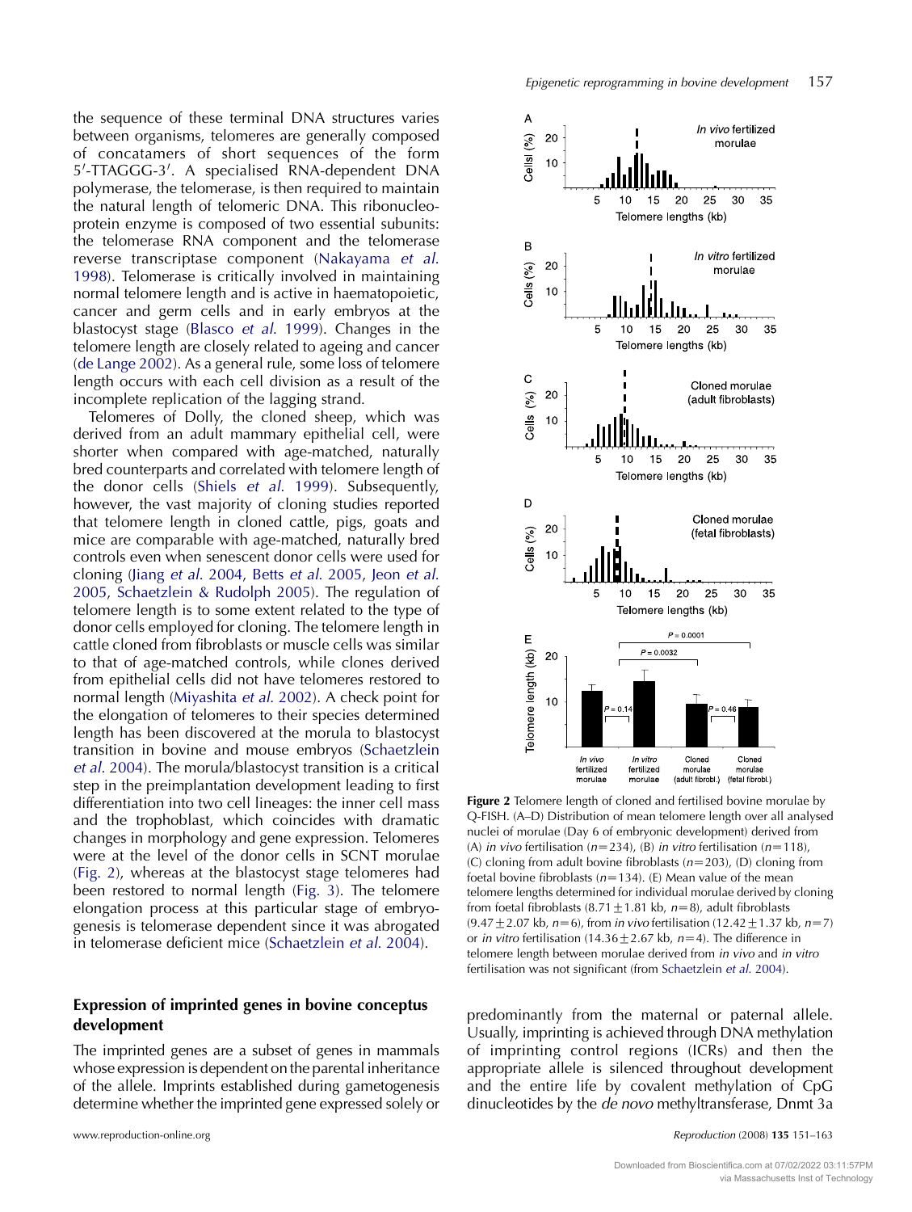the sequence of these terminal DNA structures varies between organisms, telomeres are generally composed of concatamers of short sequences of the form 5′-TTAGGG-3′. A specialised RNA-dependent DNA polymerase, the telomerase, is then required to maintain the natural length of telomeric DNA. This ribonucleoprotein enzyme is composed of two essential subunits: the telomerase RNA component and the telomerase reverse transcriptase component (Nakayama *et al.* 1998). Telomerase is critically involved in maintaining normal telomere length and is active in haematopoietic, cancer and germ cells and in early embryos at the blastocyst stage (Blasco *et al.* 1999). Changes in the telomere length are closely related to ageing and cancer (de Lange 2002). As a general rule, some loss of telomere length occurs with each cell division as a result of the incomplete replication of the lagging strand.

Telomeres of Dolly, the cloned sheep, which was derived from an adult mammary epithelial cell, were shorter when compared with age-matched, naturally bred counterparts and correlated with telomere length of the donor cells (Shiels *et al.* 1999). Subsequently, however, the vast majority of cloning studies reported that telomere length in cloned cattle, pigs, goats and mice are comparable with age-matched, naturally bred controls even when senescent donor cells were used for cloning (Jiang *et al.* 2004, Betts *et al.* 2005, Jeon *et al.* 2005, Schaetzlein & Rudolph 2005). The regulation of telomere length is to some extent related to the type of donor cells employed for cloning. The telomere length in cattle cloned from fibroblasts or muscle cells was similar to that of age-matched controls, while clones derived from epithelial cells did not have telomeres restored to normal length (Miyashita *et al.* 2002). A check point for the elongation of telomeres to their species determined length has been discovered at the morula to blastocyst transition in bovine and mouse embryos (Schaetzlein *et al.* 2004). The morula/blastocyst transition is a critical step in the preimplantation development leading to first differentiation into two cell lineages: the inner cell mass and the trophoblast, which coincides with dramatic changes in morphology and gene expression. Telomeres were at the level of the donor cells in SCNT morulae (Fig. 2), whereas at the blastocyst stage telomeres had been restored to normal length (Fig. 3). The telomere elongation process at this particular stage of embryogenesis is telomerase dependent since it was abrogated in telomerase deficient mice (Schaetzlein *et al.* 2004).

**Figure 2** Telomere length of cloned and fertilised bovine morulae by Q-FISH. (A–D) Distribution of mean telomere length over all analysed nuclei of morulae (Day 6 of embryonic development) derived from (A) *in vivo* fertilisation ($n=234$), (B) *in vitro* fertilisation ($n=118$), (C) cloning from adult bovine fibroblasts ($n=203$), (D) cloning from foetal bovine fibroblasts ($n=134$). (E) Mean value of the mean telomere lengths determined for individual morulae derived by cloning from foetal fibroblasts ($8.71 \pm 1.81$ kb, $n=8$), adult fibroblasts ($9.47 \pm 2.07$ kb, $n=6$), from *in vivo* fertilisation ($12.42 \pm 1.37$ kb, $n=7$) or *in vitro* fertilisation ($14.36 \pm 2.67$ kb, $n=4$). The difference in telomere length between morulae derived from *in vivo* and *in vitro* fertilisation was not significant (from Schaetzlein *et al.* 2004).

## Expression of imprinted genes in bovine conceptus development

The imprinted genes are a subset of genes in mammals whose expression is dependent on the parental inheritance of the allele. Imprints established during gametogenesis determine whether the imprinted gene expressed solely or predominantly from the maternal or paternal allele. Usually, imprinting is achieved through DNA methylation of imprinting control regions (ICRs) and then the appropriate allele is silenced throughout development and the entire life by covalent methylation of CpG dinucleotides by the *de novo* methyltransferase, Dnmt 3a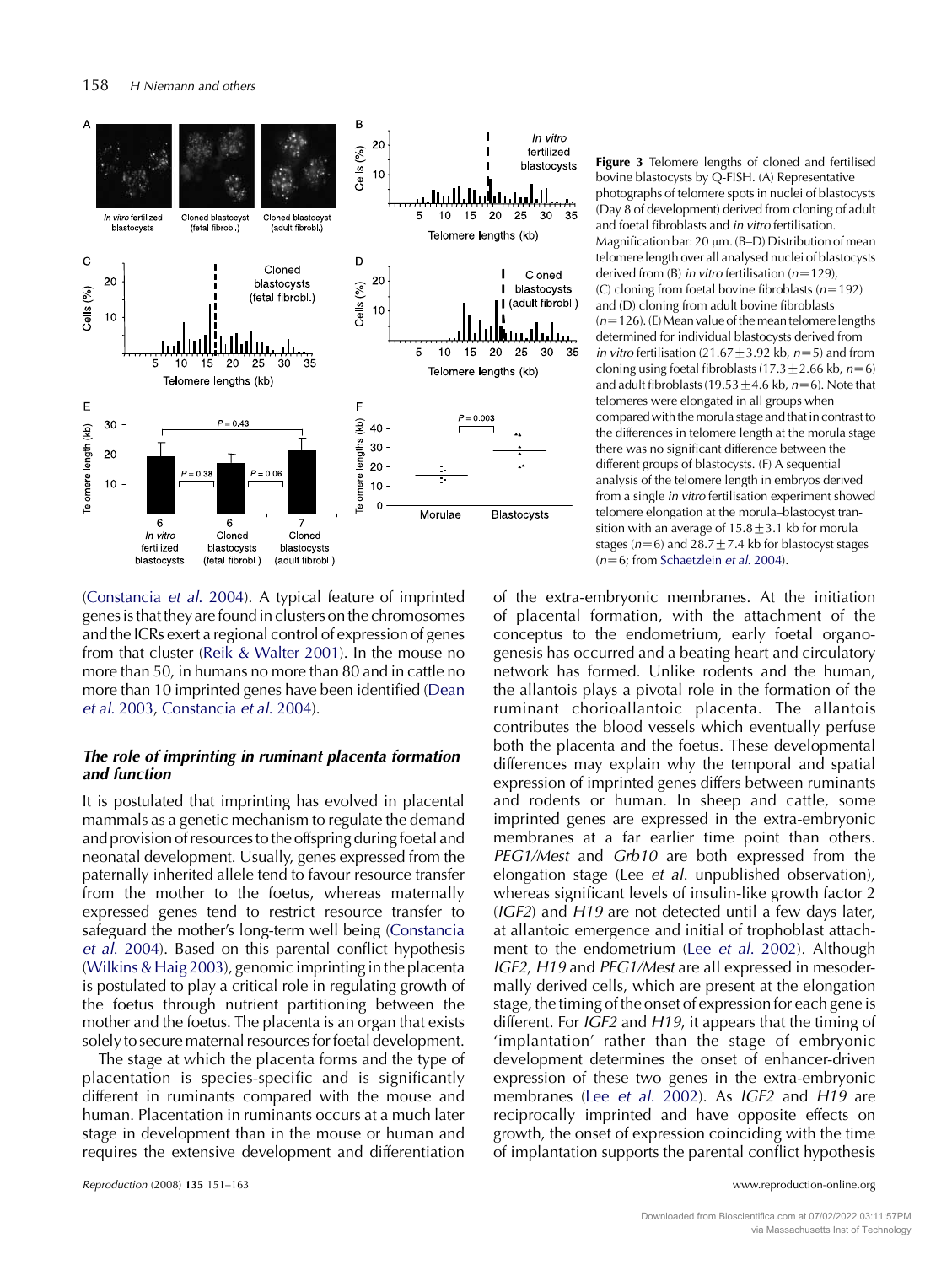**Figure 3** Telomere lengths of cloned and fertilised bovine blastocysts by Q-FISH. (A) Representative photographs of telomere spots in nuclei of blastocysts (Day 8 of development) derived from cloning of adult and foetal fibroblasts and *in vitro* fertilisation. Magnification bar: 20 μm. (B–D) Distribution of mean telomere length over all analysed nuclei of blastocysts derived from (B) *in vitro* fertilisation ($n$=129), (C) cloning from foetal bovine fibroblasts ($n$=192) and (D) cloning from adult bovine fibroblasts ($n$=126). (E) Mean value of the mean telomere lengths determined for individual blastocysts derived from *in vitro* fertilisation (21.67±3.92 kb, $n$=5) and from cloning using foetal fibroblasts (17.3±2.66 kb, $n$=6) and adult fibroblasts (19.53±4.6 kb, $n$=6). Note that telomeres were elongated in all groups when compared with the morula stage and that in contrast to the differences in telomere length at the morula stage there was no significant difference between the different groups of blastocysts. (F) A sequential analysis of the telomere length in embryos derived from a single *in vitro* fertilisation experiment showed telomere elongation at the morula–blastocyst transition with an average of 15.8±3.1 kb for morula stages ($n$=6) and 28.7±7.4 kb for blastocyst stages ($n$=6; from Schaetzlein *et al.* 2004).

(Constancia *et al.* 2004). A typical feature of imprinted genes is that they are found in clusters on the chromosomes and the ICRs exert a regional control of expression of genes from that cluster (Reik & Walter 2001). In the mouse no more than 50, in humans no more than 80 and in cattle no more than 10 imprinted genes have been identified (Dean *et al.* 2003, Constancia *et al.* 2004).

### *The role of imprinting in ruminant placenta formation and function*

It is postulated that imprinting has evolved in placental mammals as a genetic mechanism to regulate the demand and provision of resources to the offspring during foetal and neonatal development. Usually, genes expressed from the paternally inherited allele tend to favour resource transfer from the mother to the foetus, whereas maternally expressed genes tend to restrict resource transfer to safeguard the mother's long-term well being (Constancia *et al.* 2004). Based on this parental conflict hypothesis (Wilkins & Haig 2003), genomic imprinting in the placenta is postulated to play a critical role in regulating growth of the foetus through nutrient partitioning between the mother and the foetus. The placenta is an organ that exists solely to secure maternal resources for foetal development.

The stage at which the placenta forms and the type of placentation is species-specific and is significantly different in ruminants compared with the mouse and human. Placentation in ruminants occurs at a much later stage in development than in the mouse or human and requires the extensive development and differentiation of the extra-embryonic membranes. At the initiation of placental formation, with the attachment of the conceptus to the endometrium, early foetal organogenesis has occurred and a beating heart and circulatory network has formed. Unlike rodents and the human, the allantois plays a pivotal role in the formation of the ruminant chorioallantoic placenta. The allantois contributes the blood vessels which eventually perfuse both the placenta and the foetus. These developmental differences may explain why the temporal and spatial expression of imprinted genes differs between ruminants and rodents or human. In sheep and cattle, some imprinted genes are expressed in the extra-embryonic membranes at a far earlier time point than others. *PEG1/Mest* and *Grb10* are both expressed from the elongation stage (Lee *et al.* unpublished observation), whereas significant levels of insulin-like growth factor 2 (*IGF2*) and *H19* are not detected until a few days later, at allantoic emergence and initial of trophoblast attachment to the endometrium (Lee *et al.* 2002). Although *IGF2*, *H19* and *PEG1/Mest* are all expressed in mesodermally derived cells, which are present at the elongation stage, the timing of the onset of expression for each gene is different. For *IGF2* and *H19*, it appears that the timing of 'implantation' rather than the stage of embryonic development determines the onset of enhancer-driven expression of these two genes in the extra-embryonic membranes (Lee *et al.* 2002). As *IGF2* and *H19* are reciprocally imprinted and have opposite effects on growth, the onset of expression coinciding with the time of implantation supports the parental conflict hypothesis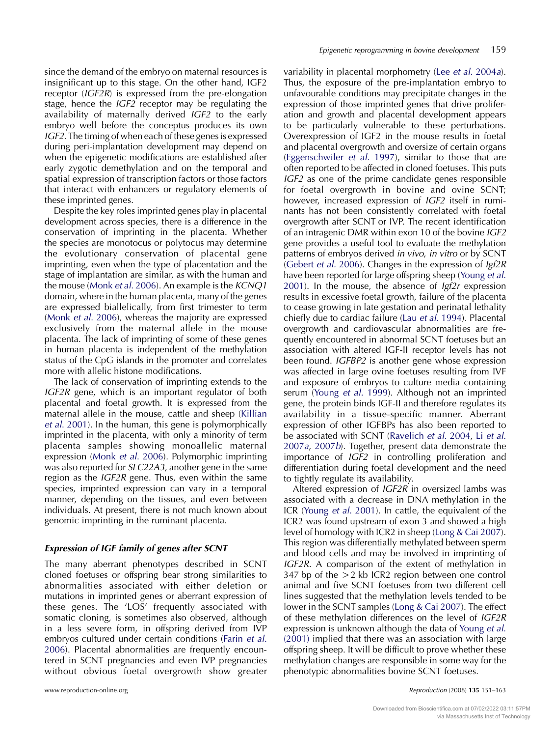since the demand of the embryo on maternal resources is insignificant up to this stage. On the other hand, IGF2 receptor (*IGF2R*) is expressed from the pre-elongation stage, hence the *IGF2* receptor may be regulating the availability of maternally derived *IGF2* to the early embryo well before the conceptus produces its own *IGF2*. The timing of when each of these genes is expressed during peri-implantation development may depend on when the epigenetic modifications are established after early zygotic demethylation and on the temporal and spatial expression of transcription factors or those factors that interact with enhancers or regulatory elements of these imprinted genes.

Despite the key roles imprinted genes play in placental development across species, there is a difference in the conservation of imprinting in the placenta. Whether the species are monotocus or polytocus may determine the evolutionary conservation of placental gene imprinting, even when the type of placentation and the stage of implantation are similar, as with the human and the mouse (Monk *et al*. 2006). An example is the *KCNQ1* domain, where in the human placenta, many of the genes are expressed biallelically, from first trimester to term (Monk *et al*. 2006), whereas the majority are expressed exclusively from the maternal allele in the mouse placenta. The lack of imprinting of some of these genes in human placenta is independent of the methylation status of the CpG islands in the promoter and correlates more with allelic histone modifications.

The lack of conservation of imprinting extends to the *IGF2R* gene, which is an important regulator of both placental and foetal growth. It is expressed from the maternal allele in the mouse, cattle and sheep (Killian *et al*. 2001). In the human, this gene is polymorphically imprinted in the placenta, with only a minority of term placenta samples showing monoallelic maternal expression (Monk *et al*. 2006). Polymorphic imprinting was also reported for *SLC22A3*, another gene in the same region as the *IGF2R* gene. Thus, even within the same species, imprinted expression can vary in a temporal manner, depending on the tissues, and even between individuals. At present, there is not much known about genomic imprinting in the ruminant placenta.

### Expression of IGF family of genes after SCNT

The many aberrant phenotypes described in SCNT cloned foetuses or offspring bear strong similarities to abnormalities associated with either deletion or mutations in imprinted genes or aberrant expression of these genes. The 'LOS' frequently associated with somatic cloning, is sometimes also observed, although in a less severe form, in offspring derived from IVP embryos cultured under certain conditions (Farin *et al*. 2006). Placental abnormalities are frequently encountered in SCNT pregnancies and even IVP pregnancies without obvious foetal overgrowth show greater variability in placental morphometry (Lee *et al*. 2004*a*). Thus, the exposure of the pre-implantation embryo to unfavourable conditions may precipitate changes in the expression of those imprinted genes that drive proliferation and growth and placental development appears to be particularly vulnerable to these perturbations. Overexpression of IGF2 in the mouse results in foetal and placental overgrowth and oversize of certain organs (Eggenschwiler *et al*. 1997), similar to those that are often reported to be affected in cloned foetuses. This puts *IGF2* as one of the prime candidate genes responsible for foetal overgrowth in bovine and ovine SCNT; however, increased expression of *IGF2* itself in ruminants has not been consistently correlated with foetal overgrowth after SCNT or IVP. The recent identification of an intragenic DMR within exon 10 of the bovine *IGF2* gene provides a useful tool to evaluate the methylation patterns of embryos derived *in vivo*, *in vitro* or by SCNT (Gebert *et al*. 2006). Changes in the expression of *Igf2R* have been reported for large offspring sheep (Young *et al*. 2001). In the mouse, the absence of *Igf2r* expression results in excessive foetal growth, failure of the placenta to cease growing in late gestation and perinatal lethality chiefly due to cardiac failure (Lau *et al*. 1994). Placental overgrowth and cardiovascular abnormalities are frequently encountered in abnormal SCNT foetuses but an association with altered IGF-II receptor levels has not been found. *IGFBP2* is another gene whose expression was affected in large ovine foetuses resulting from IVF and exposure of embryos to culture media containing serum (Young *et al*. 1999). Although not an imprinted gene, the protein binds IGF-II and therefore regulates its availability in a tissue-specific manner. Aberrant expression of other IGFBPs has also been reported to be associated with SCNT (Ravelich *et al*. 2004, Li *et al*. 2007*a*, 2007*b*). Together, present data demonstrate the importance of *IGF2* in controlling proliferation and differentiation during foetal development and the need to tightly regulate its availability.

Altered expression of *IGF2R* in oversized lambs was associated with a decrease in DNA methylation in the ICR (Young *et al*. 2001). In cattle, the equivalent of the ICR2 was found upstream of exon 3 and showed a high level of homology with ICR2 in sheep (Long & Cai 2007). This region was differentially methylated between sperm and blood cells and may be involved in imprinting of *IGF2R*. A comparison of the extent of methylation in 347 bp of the >2 kb ICR2 region between one control animal and five SCNT foetuses from two different cell lines suggested that the methylation levels tended to be lower in the SCNT samples (Long & Cai 2007). The effect of these methylation differences on the level of *IGF2R* expression is unknown although the data of Young *et al*. (2001) implied that there was an association with large offspring sheep. It will be difficult to prove whether these methylation changes are responsible in some way for the phenotypic abnormalities bovine SCNT foetuses.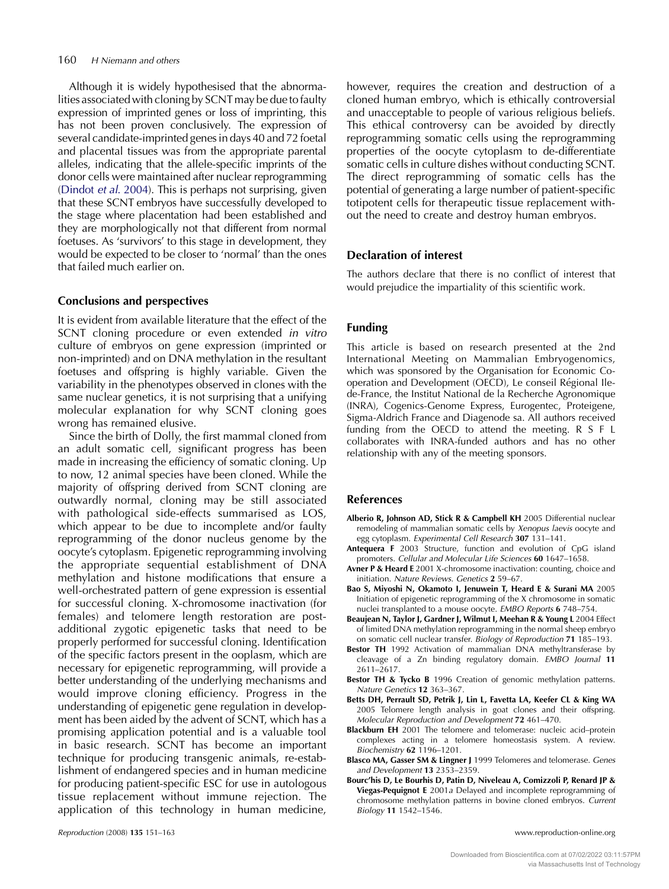Although it is widely hypothesised that the abnormalities associated with cloning by SCNT may be due to faulty expression of imprinted genes or loss of imprinting, this has not been proven conclusively. The expression of several candidate-imprinted genes in days 40 and 72 foetal and placental tissues was from the appropriate parental alleles, indicating that the allele-specific imprints of the donor cells were maintained after nuclear reprogramming (Dindot *et al.* 2004). This is perhaps not surprising, given that these SCNT embryos have successfully developed to the stage where placentation had been established and they are morphologically not that different from normal foetuses. As 'survivors' to this stage in development, they would be expected to be closer to 'normal' than the ones that failed much earlier on.

## Conclusions and perspectives

It is evident from available literature that the effect of the SCNT cloning procedure or even extended *in vitro* culture of embryos on gene expression (imprinted or non-imprinted) and on DNA methylation in the resultant foetuses and offspring is highly variable. Given the variability in the phenotypes observed in clones with the same nuclear genetics, it is not surprising that a unifying molecular explanation for why SCNT cloning goes wrong has remained elusive.

Since the birth of Dolly, the first mammal cloned from an adult somatic cell, significant progress has been made in increasing the efficiency of somatic cloning. Up to now, 12 animal species have been cloned. While the majority of offspring derived from SCNT cloning are outwardly normal, cloning may be still associated with pathological side-effects summarised as LOS, which appear to be due to incomplete and/or faulty reprogramming of the donor nucleus genome by the oocyte's cytoplasm. Epigenetic reprogramming involving the appropriate sequential establishment of DNA methylation and histone modifications that ensure a well-orchestrated pattern of gene expression is essential for successful cloning. X-chromosome inactivation (for females) and telomere length restoration are post-additional zygotic epigenetic tasks that need to be properly performed for successful cloning. Identification of the specific factors present in the ooplasm, which are necessary for epigenetic reprogramming, will provide a better understanding of the underlying mechanisms and would improve cloning efficiency. Progress in the understanding of epigenetic gene regulation in development has been aided by the advent of SCNT, which has a promising application potential and is a valuable tool in basic research. SCNT has become an important technique for producing transgenic animals, re-establishment of endangered species and in human medicine for producing patient-specific ESC for use in autologous tissue replacement without immune rejection. The application of this technology in human medicine, however, requires the creation and destruction of a cloned human embryo, which is ethically controversial and unacceptable to people of various religious beliefs. This ethical controversy can be avoided by directly reprogramming somatic cells using the reprogramming properties of the oocyte cytoplasm to de-differentiate somatic cells in culture dishes without conducting SCNT. The direct reprogramming of somatic cells has the potential of generating a large number of patient-specific totipotent cells for therapeutic tissue replacement without the need to create and destroy human embryos.

## Declaration of interest

The authors declare that there is no conflict of interest that would prejudice the impartiality of this scientific work.

## Funding

This article is based on research presented at the 2nd International Meeting on Mammalian Embryogenomics, which was sponsored by the Organisation for Economic Co-operation and Development (OECD), Le conseil Régional Ile-de-France, the Institut National de la Recherche Agronomique (INRA), Cogenics-Genome Express, Eurogentec, Proteigene, Sigma-Aldrich France and Diagenode sa. All authors received funding from the OECD to attend the meeting. R S F L collaborates with INRA-funded authors and has no other relationship with any of the meeting sponsors.

## References

**Alberio R, Johnson AD, Stick R & Campbell KH** 2005 Differential nuclear remodeling of mammalian somatic cells by *Xenopus laevis* oocyte and egg cytoplasm. *Experimental Cell Research* **307** 131–141.

**Antequera F** 2003 Structure, function and evolution of CpG island promoters. *Cellular and Molecular Life Sciences* **60** 1647–1658.

**Avner P & Heard E** 2001 X-chromosome inactivation: counting, choice and initiation. *Nature Reviews. Genetics* **2** 59–67.

**Bao S, Miyoshi N, Okamoto I, Jenuwein T, Heard E & Surani MA** 2005 Initiation of epigenetic reprogramming of the X chromosome in somatic nuclei transplanted to a mouse oocyte. *EMBO Reports* **6** 748–754.

**Beaujean N, Taylor J, Gardner J, Wilmut I, Meehan R & Young L** 2004 Effect of limited DNA methylation reprogramming in the normal sheep embryo on somatic cell nuclear transfer. *Biology of Reproduction* **71** 185–193.

**Bestor TH** 1992 Activation of mammalian DNA methyltransferase by cleavage of a Zn binding regulatory domain. *EMBO Journal* **11** 2611–2617.

**Bestor TH & Tycko B** 1996 Creation of genomic methylation patterns. *Nature Genetics* **12** 363–367.

**Betts DH, Perrault SD, Petrik J, Lin L, Favetta LA, Keefer CL & King WA** 2005 Telomere length analysis in goat clones and their offspring. *Molecular Reproduction and Development* **72** 461–470.

**Blackburn EH** 2001 The telomere and telomerase: nucleic acid–protein complexes acting in a telomere homeostasis system. A review. *Biochemistry* **62** 1196–1201.

**Blasco MA, Gasser SM & Lingner J** 1999 Telomeres and telomerase. *Genes and Development* **13** 2353–2359.

**Bourc'his D, Le Bourhis D, Patin D, Niveleau A, Comizzoli P, Renard JP & Viegas-Pequignot E** 2001*a* Delayed and incomplete reprogramming of chromosome methylation patterns in bovine cloned embryos. *Current Biology* **11** 1542–1546.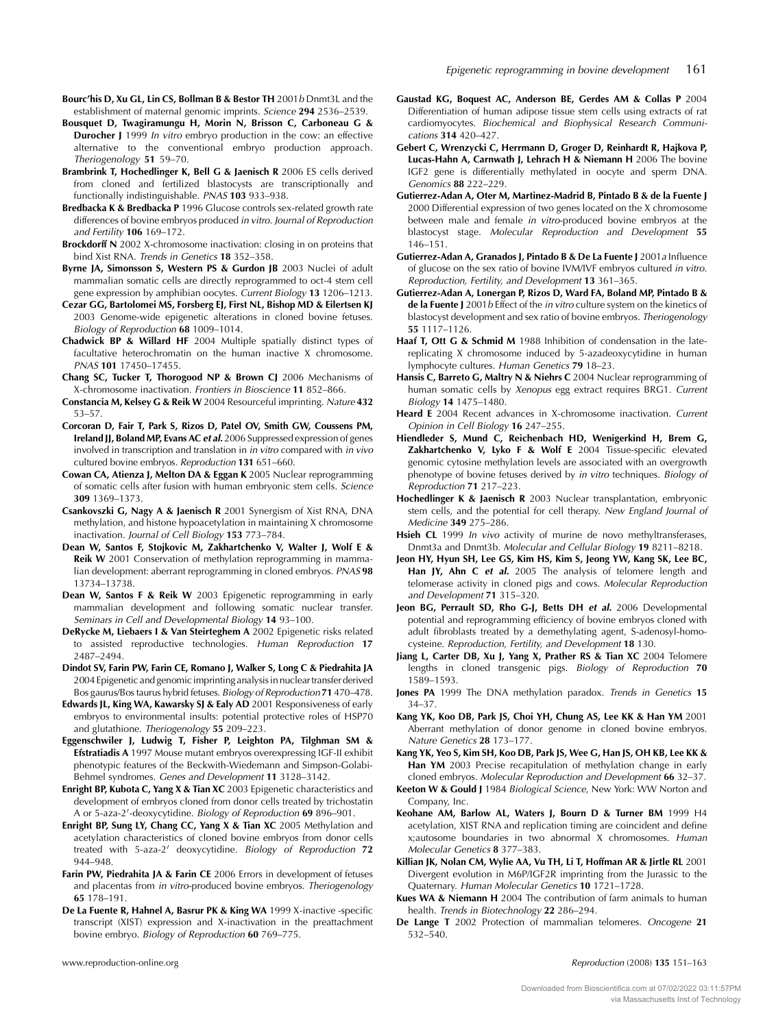**Bourc'his D, Xu GL, Lin CS, Bollman B & Bestor TH** 2001*b* Dnmt3L and the establishment of maternal genomic imprints. *Science* **294** 2536–2539.

**Bousquet D, Twagiramungu H, Morin N, Brisson C, Carboneau G & Durocher J** 1999 *In vitro* embryo production in the cow: an effective alternative to the conventional embryo production approach. *Theriogenology* **51** 59–70.

**Brambrink T, Hochedlinger K, Bell G & Jaenisch R** 2006 ES cells derived from cloned and fertilized blastocysts are transcriptionally and functionally indistinguishable. *PNAS* **103** 933–938.

**Bredbacka K & Bredbacka P** 1996 Glucose controls sex-related growth rate differences of bovine embryos produced *in vitro*. *Journal of Reproduction and Fertility* **106** 169–172.

**Brockdorff N** 2002 X-chromosome inactivation: closing in on proteins that bind Xist RNA. *Trends in Genetics* **18** 352–358.

**Byrne JA, Simonsson S, Western PS & Gurdon JB** 2003 Nuclei of adult mammalian somatic cells are directly reprogrammed to oct-4 stem cell gene expression by amphibian oocytes. *Current Biology* **13** 1206–1213.

**Cezar GG, Bartolomei MS, Forsberg EJ, First NL, Bishop MD & Eilertsen KJ** 2003 Genome-wide epigenetic alterations in cloned bovine fetuses. *Biology of Reproduction* **68** 1009–1014.

**Chadwick BP & Willard HF** 2004 Multiple spatially distinct types of facultative heterochromatin on the human inactive X chromosome. *PNAS* **101** 17450–17455.

**Chang SC, Tucker T, Thorogood NP & Brown CJ** 2006 Mechanisms of X-chromosome inactivation. *Frontiers in Bioscience* **11** 852–866.

**Constancia M, Kelsey G & Reik W** 2004 Resourceful imprinting. *Nature* **432** 53–57.

**Corcoran D, Fair T, Park S, Rizos D, Patel OV, Smith GW, Coussens PM, Ireland JJ, Boland MP, Evans AC *et al.*** 2006 Suppressed expression of genes involved in transcription and translation in *in vitro* compared with *in vivo* cultured bovine embryos. *Reproduction* **131** 651–660.

**Cowan CA, Atienza J, Melton DA & Eggan K** 2005 Nuclear reprogramming of somatic cells after fusion with human embryonic stem cells. *Science* **309** 1369–1373.

**Csankovszki G, Nagy A & Jaenisch R** 2001 Synergism of Xist RNA, DNA methylation, and histone hypoacetylation in maintaining X chromosome inactivation. *Journal of Cell Biology* **153** 773–784.

**Dean W, Santos F, Stojkovic M, Zakhartchenko V, Walter J, Wolf E & Reik W** 2001 Conservation of methylation reprogramming in mammalian development: aberrant reprogramming in cloned embryos. *PNAS* **98** 13734–13738.

**Dean W, Santos F & Reik W** 2003 Epigenetic reprogramming in early mammalian development and following somatic nuclear transfer. *Seminars in Cell and Developmental Biology* **14** 93–100.

**DeRycke M, Liebaers I & Van Steirteghem A** 2002 Epigenetic risks related to assisted reproductive technologies. *Human Reproduction* **17** 2487–2494.

**Dindot SV, Farin PW, Farin CE, Romano J, Walker S, Long C & Piedrahita JA** 2004 Epigenetic and genomic imprinting analysis in nuclear transfer derived Bos gaurus/Bos taurus hybrid fetuses. *Biology of Reproduction* **71** 470–478.

**Edwards JL, King WA, Kawarsky SJ & Ealy AD** 2001 Responsiveness of early embryos to environmental insults: potential protective roles of HSP70 and glutathione. *Theriogenology* **55** 209–223.

**Eggenschwiler J, Ludwig T, Fisher P, Leighton PA, Tilghman SM & Efstratiadis A** 1997 Mouse mutant embryos overexpressing IGF-II exhibit phenotypic features of the Beckwith-Wiedemann and Simpson-Golabi-Behmel syndromes. *Genes and Development* **11** 3128–3142.

**Enright BP, Kubota C, Yang X & Tian XC** 2003 Epigenetic characteristics and development of embryos cloned from donor cells treated by trichostatin A or 5-aza-2′-deoxycytidine. *Biology of Reproduction* **69** 896–901.

**Enright BP, Sung LY, Chang CC, Yang X & Tian XC** 2005 Methylation and acetylation characteristics of cloned bovine embryos from donor cells treated with 5-aza-2′ deoxycytidine. *Biology of Reproduction* **72** 944–948.

**Farin PW, Piedrahita JA & Farin CE** 2006 Errors in development of fetuses and placentas from *in vitro*-produced bovine embryos. *Theriogenology* **65** 178–191.

**De La Fuente R, Hahnel A, Basrur PK & King WA** 1999 X-inactive -specific transcript (XIST) expression and X-inactivation in the preattachment bovine embryo. *Biology of Reproduction* **60** 769–775.

**Gaustad KG, Boquest AC, Anderson BE, Gerdes AM & Collas P** 2004 Differentiation of human adipose tissue stem cells using extracts of rat cardiomyocytes. *Biochemical and Biophysical Research Communications* **314** 420–427.

**Gebert C, Wrenzycki C, Herrmann D, Groger D, Reinhardt R, Hajkova P, Lucas-Hahn A, Carnwath J, Lehrach H & Niemann H** 2006 The bovine IGF2 gene is differentially methylated in oocyte and sperm DNA. *Genomics* **88** 222–229.

**Gutierrez-Adan A, Oter M, Martinez-Madrid B, Pintado B & de la Fuente J** 2000 Differential expression of two genes located on the X chromosome between male and female *in vitro*-produced bovine embryos at the blastocyst stage. *Molecular Reproduction and Development* **55** 146–151.

**Gutierrez-Adan A, Granados J, Pintado B & De La Fuente J** 2001*a* Influence of glucose on the sex ratio of bovine IVM/IVF embryos cultured *in vitro*. *Reproduction, Fertility, and Development* **13** 361–365.

**Gutierrez-Adan A, Lonergan P, Rizos D, Ward FA, Boland MP, Pintado B & de la Fuente J** 2001*b* Effect of the *in vitro* culture system on the kinetics of blastocyst development and sex ratio of bovine embryos. *Theriogenology* **55** 1117–1126.

**Haaf T, Ott G & Schmid M** 1988 Inhibition of condensation in the late-replicating X chromosome induced by 5-azadeoxycytidine in human lymphocyte cultures. *Human Genetics* **79** 18–23.

**Hansis C, Barreto G, Maltry N & Niehrs C** 2004 Nuclear reprogramming of human somatic cells by *Xenopus* egg extract requires BRG1. *Current Biology* **14** 1475–1480.

**Heard E** 2004 Recent advances in X-chromosome inactivation. *Current Opinion in Cell Biology* **16** 247–255.

**Hiendleder S, Mund C, Reichenbach HD, Wenigerkind H, Brem G, Zakhartchenko V, Lyko F & Wolf E** 2004 Tissue-specific elevated genomic cytosine methylation levels are associated with an overgrowth phenotype of bovine fetuses derived by *in vitro* techniques. *Biology of Reproduction* **71** 217–223.

**Hochedlinger K & Jaenisch R** 2003 Nuclear transplantation, embryonic stem cells, and the potential for cell therapy. *New England Journal of Medicine* **349** 275–286.

**Hsieh CL** 1999 *In vivo* activity of murine de novo methyltransferases, Dnmt3a and Dnmt3b. *Molecular and Cellular Biology* **19** 8211–8218.

**Jeon HY, Hyun SH, Lee GS, Kim HS, Kim S, Jeong YW, Kang SK, Lee BC, Han JY, Ahn C *et al.*** 2005 The analysis of telomere length and telomerase activity in cloned pigs and cows. *Molecular Reproduction and Development* **71** 315–320.

**Jeon BG, Perrault SD, Rho G-J, Betts DH *et al.*** 2006 Developmental potential and reprogramming efficiency of bovine embryos cloned with adult fibroblasts treated by a demethylating agent, S-adenosyl-homocysteine. *Reproduction, Fertility, and Development* **18** 130.

**Jiang L, Carter DB, Xu J, Yang X, Prather RS & Tian XC** 2004 Telomere lengths in cloned transgenic pigs. *Biology of Reproduction* **70** 1589–1593.

**Jones PA** 1999 The DNA methylation paradox. *Trends in Genetics* **15** 34–37.

**Kang YK, Koo DB, Park JS, Choi YH, Chung AS, Lee KK & Han YM** 2001 Aberrant methylation of donor genome in cloned bovine embryos. *Nature Genetics* **28** 173–177.

**Kang YK, Yeo S, Kim SH, Koo DB, Park JS, Wee G, Han JS, OH KB, Lee KK & Han YM** 2003 Precise recapitulation of methylation change in early cloned embryos. *Molecular Reproduction and Development* **66** 32–37.

**Keeton W & Gould J** 1984 *Biological Science*, New York: WW Norton and Company, Inc.

**Keohane AM, Barlow AL, Waters J, Bourn D & Turner BM** 1999 H4 acetylation, XIST RNA and replication timing are coincident and define x;autosome boundaries in two abnormal X chromosomes. *Human Molecular Genetics* **8** 377–383.

**Killian JK, Nolan CM, Wylie AA, Vu TH, Li T, Hoffman AR & Jirtle RL** 2001 Divergent evolution in M6P/IGF2R imprinting from the Jurassic to the Quaternary. *Human Molecular Genetics* **10** 1721–1728.

**Kues WA & Niemann H** 2004 The contribution of farm animals to human health. *Trends in Biotechnology* **22** 286–294.

**De Lange T** 2002 Protection of mammalian telomeres. *Oncogene* **21** 532–540.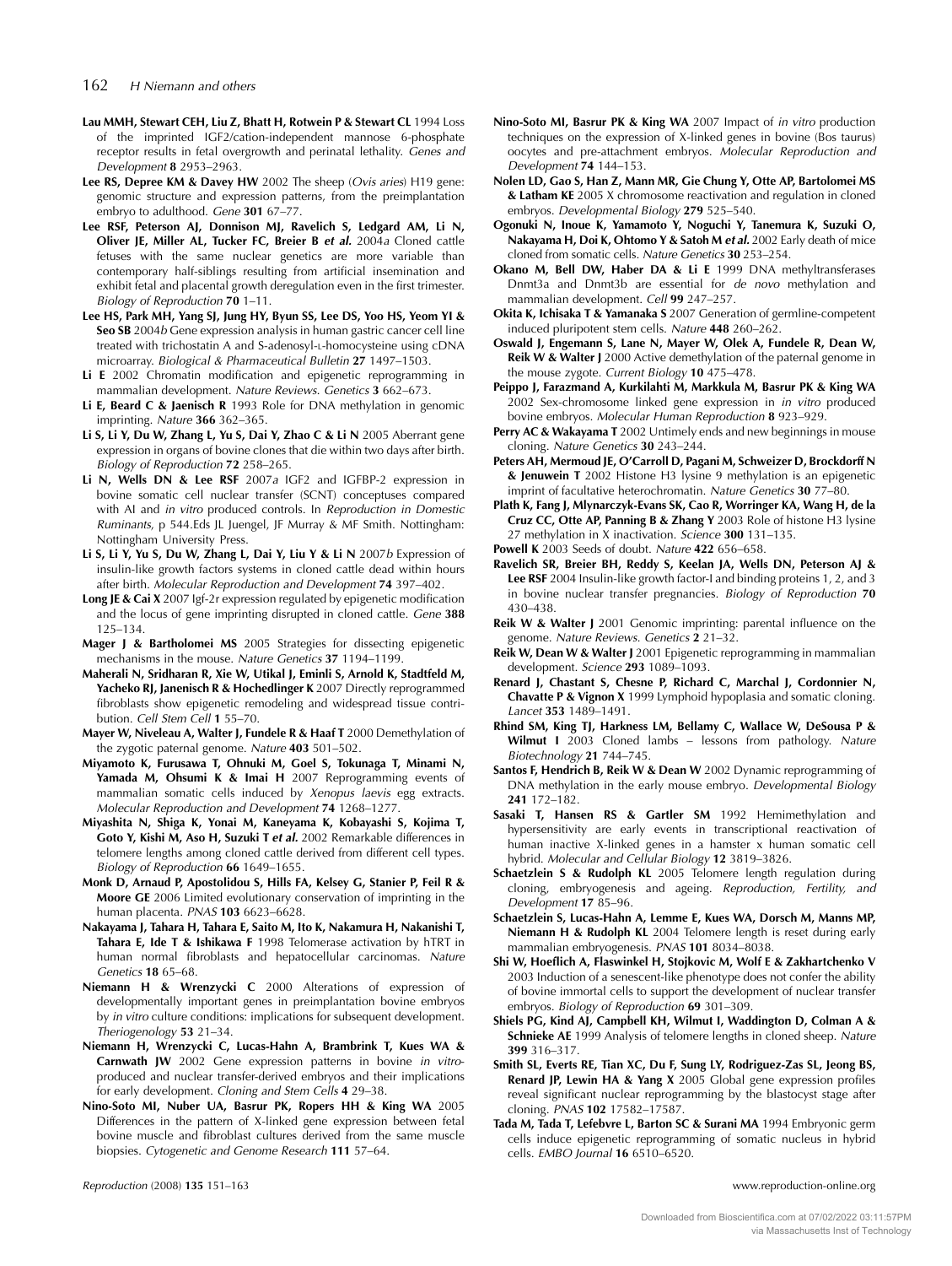**Lau MMH, Stewart CEH, Liu Z, Bhatt H, Rotwein P & Stewart CL** 1994 Loss of the imprinted IGF2/cation-independent mannose 6-phosphate receptor results in fetal overgrowth and perinatal lethality. *Genes and Development* **8** 2953–2963.

**Lee RS, Depree KM & Davey HW** 2002 The sheep (*Ovis aries*) H19 gene: genomic structure and expression patterns, from the preimplantation embryo to adulthood. *Gene* **301** 67–77.

**Lee RSF, Peterson AJ, Donnison MJ, Ravelich S, Ledgard AM, Li N, Oliver JE, Miller AL, Tucker FC, Breier B *et al.*** 2004*a* Cloned cattle fetuses with the same nuclear genetics are more variable than contemporary half-siblings resulting from artificial insemination and exhibit fetal and placental growth deregulation even in the first trimester. *Biology of Reproduction* **70** 1–11.

**Lee HS, Park MH, Yang SJ, Jung HY, Byun SS, Lee DS, Yoo HS, Yeom YI & Seo SB** 2004*b* Gene expression analysis in human gastric cancer cell line treated with trichostatin A and S-adenosyl-L-homocysteine using cDNA microarray. *Biological & Pharmaceutical Bulletin* **27** 1497–1503.

**Li E** 2002 Chromatin modification and epigenetic reprogramming in mammalian development. *Nature Reviews. Genetics* **3** 662–673.

**Li E, Beard C & Jaenisch R** 1993 Role for DNA methylation in genomic imprinting. *Nature* **366** 362–365.

**Li S, Li Y, Du W, Zhang L, Yu S, Dai Y, Zhao C & Li N** 2005 Aberrant gene expression in organs of bovine clones that die within two days after birth. *Biology of Reproduction* **72** 258–265.

**Li N, Wells DN & Lee RSF** 2007*a* IGF2 and IGFBP-2 expression in bovine somatic cell nuclear transfer (SCNT) conceptuses compared with AI and *in vitro* produced controls. In *Reproduction in Domestic Ruminants*, p 544.Eds JL Juengel, JF Murray & MF Smith. Nottingham: Nottingham University Press.

**Li S, Li Y, Yu S, Du W, Zhang L, Dai Y, Liu Y & Li N** 2007*b* Expression of insulin-like growth factors systems in cloned cattle dead within hours after birth. *Molecular Reproduction and Development* **74** 397–402.

**Long JE & Cai X** 2007 Igf-2r expression regulated by epigenetic modification and the locus of gene imprinting disrupted in cloned cattle. *Gene* **388** 125–134.

**Mager J & Bartholomei MS** 2005 Strategies for dissecting epigenetic mechanisms in the mouse. *Nature Genetics* **37** 1194–1199.

**Maherali N, Sridharan R, Xie W, Utikal J, Eminli S, Arnold K, Stadtfeld M, Yacheko RJ, Janenisch R & Hochedlinger K** 2007 Directly reprogrammed fibroblasts show epigenetic remodeling and widespread tissue contribution. *Cell Stem Cell* **1** 55–70.

**Mayer W, Niveleau A, Walter J, Fundele R & Haaf T** 2000 Demethylation of the zygotic paternal genome. *Nature* **403** 501–502.

**Miyamoto K, Furusawa T, Ohnuki M, Goel S, Tokunaga T, Minami N, Yamada M, Ohsumi K & Imai H** 2007 Reprogramming events of mammalian somatic cells induced by *Xenopus laevis* egg extracts. *Molecular Reproduction and Development* **74** 1268–1277.

**Miyashita N, Shiga K, Yonai M, Kaneyama K, Kobayashi S, Kojima T, Goto Y, Kishi M, Aso H, Suzuki T *et al.*** 2002 Remarkable differences in telomere lengths among cloned cattle derived from different cell types. *Biology of Reproduction* **66** 1649–1655.

**Monk D, Arnaud P, Apostolidou S, Hills FA, Kelsey G, Stanier P, Feil R & Moore GE** 2006 Limited evolutionary conservation of imprinting in the human placenta. *PNAS* **103** 6623–6628.

**Nakayama J, Tahara H, Tahara E, Saito M, Ito K, Nakamura H, Nakanishi T, Tahara E, Ide T & Ishikawa F** 1998 Telomerase activation by hTRT in human normal fibroblasts and hepatocellular carcinomas. *Nature Genetics* **18** 65–68.

**Niemann H & Wrenzycki C** 2000 Alterations of expression of developmentally important genes in preimplantation bovine embryos by *in vitro* culture conditions: implications for subsequent development. *Theriogenology* **53** 21–34.

**Niemann H, Wrenzycki C, Lucas-Hahn A, Brambrink T, Kues WA & Carnwath JW** 2002 Gene expression patterns in bovine *in vitro*-produced and nuclear transfer-derived embryos and their implications for early development. *Cloning and Stem Cells* **4** 29–38.

**Nino-Soto MI, Nuber UA, Basrur PK, Ropers HH & King WA** 2005 Differences in the pattern of X-linked gene expression between fetal bovine muscle and fibroblast cultures derived from the same muscle biopsies. *Cytogenetic and Genome Research* **111** 57–64.

**Nino-Soto MI, Basrur PK & King WA** 2007 Impact of *in vitro* production techniques on the expression of X-linked genes in bovine (Bos taurus) oocytes and pre-attachment embryos. *Molecular Reproduction and Development* **74** 144–153.

**Nolen LD, Gao S, Han Z, Mann MR, Gie Chung Y, Otte AP, Bartolomei MS & Latham KE** 2005 X chromosome reactivation and regulation in cloned embryos. *Developmental Biology* **279** 525–540.

**Ogonuki N, Inoue K, Yamamoto Y, Noguchi Y, Tanemura K, Suzuki O, Nakayama H, Doi K, Ohtomo Y & Satoh M *et al.*** 2002 Early death of mice cloned from somatic cells. *Nature Genetics* **30** 253–254.

**Okano M, Bell DW, Haber DA & Li E** 1999 DNA methyltransferases Dnmt3a and Dnmt3b are essential for *de novo* methylation and mammalian development. *Cell* **99** 247–257.

**Okita K, Ichisaka T & Yamanaka S** 2007 Generation of germline-competent induced pluripotent stem cells. *Nature* **448** 260–262.

**Oswald J, Engemann S, Lane N, Mayer W, Olek A, Fundele R, Dean W, Reik W & Walter J** 2000 Active demethylation of the paternal genome in the mouse zygote. *Current Biology* **10** 475–478.

**Peippo J, Farazmand A, Kurkilahti M, Markkula M, Basrur PK & King WA** 2002 Sex-chromosome linked gene expression in *in vitro* produced bovine embryos. *Molecular Human Reproduction* **8** 923–929.

**Perry AC & Wakayama T** 2002 Untimely ends and new beginnings in mouse cloning. *Nature Genetics* **30** 243–244.

**Peters AH, Mermoud JE, O'Carroll D, Pagani M, Schweizer D, Brockdorff N & Jenuwein T** 2002 Histone H3 lysine 9 methylation is an epigenetic imprint of facultative heterochromatin. *Nature Genetics* **30** 77–80.

**Plath K, Fang J, Mlynarczyk-Evans SK, Cao R, Worringer KA, Wang H, de la Cruz CC, Otte AP, Panning B & Zhang Y** 2003 Role of histone H3 lysine 27 methylation in X inactivation. *Science* **300** 131–135.

**Powell K** 2003 Seeds of doubt. *Nature* **422** 656–658.

**Ravelich SR, Breier BH, Reddy S, Keelan JA, Wells DN, Peterson AJ & Lee RSF** 2004 Insulin-like growth factor-I and binding proteins 1, 2, and 3 in bovine nuclear transfer pregnancies. *Biology of Reproduction* **70** 430–438.

**Reik W & Walter J** 2001 Genomic imprinting: parental influence on the genome. *Nature Reviews. Genetics* **2** 21–32.

**Reik W, Dean W & Walter J** 2001 Epigenetic reprogramming in mammalian development. *Science* **293** 1089–1093.

**Renard J, Chastant S, Chesne P, Richard C, Marchal J, Cordonnier N, Chavatte P & Vignon X** 1999 Lymphoid hypoplasia and somatic cloning. *Lancet* **353** 1489–1491.

**Rhind SM, King TJ, Harkness LM, Bellamy C, Wallace W, DeSousa P & Wilmut I** 2003 Cloned lambs – lessons from pathology. *Nature Biotechnology* **21** 744–745.

**Santos F, Hendrich B, Reik W & Dean W** 2002 Dynamic reprogramming of DNA methylation in the early mouse embryo. *Developmental Biology* **241** 172–182.

**Sasaki T, Hansen RS & Gartler SM** 1992 Hemimethylation and hypersensitivity are early events in transcriptional reactivation of human inactive X-linked genes in a hamster x human somatic cell hybrid. *Molecular and Cellular Biology* **12** 3819–3826.

**Schaetzlein S & Rudolph KL** 2005 Telomere length regulation during cloning, embryogenesis and ageing. *Reproduction, Fertility, and Development* **17** 85–96.

**Schaetzlein S, Lucas-Hahn A, Lemme E, Kues WA, Dorsch M, Manns MP, Niemann H & Rudolph KL** 2004 Telomere length is reset during early mammalian embryogenesis. *PNAS* **101** 8034–8038.

**Shi W, Hoeflich A, Flaswinkel H, Stojkovic M, Wolf E & Zakhartchenko V** 2003 Induction of a senescent-like phenotype does not confer the ability of bovine immortal cells to support the development of nuclear transfer embryos. *Biology of Reproduction* **69** 301–309.

**Shiels PG, Kind AJ, Campbell KH, Wilmut I, Waddington D, Colman A & Schnieke AE** 1999 Analysis of telomere lengths in cloned sheep. *Nature* **399** 316–317.

**Smith SL, Everts RE, Tian XC, Du F, Sung LY, Rodriguez-Zas SL, Jeong BS, Renard JP, Lewin HA & Yang X** 2005 Global gene expression profiles reveal significant nuclear reprogramming by the blastocyst stage after cloning. *PNAS* **102** 17582–17587.

**Tada M, Tada T, Lefebvre L, Barton SC & Surani MA** 1994 Embryonic germ cells induce epigenetic reprogramming of somatic nucleus in hybrid cells. *EMBO Journal* **16** 6510–6520.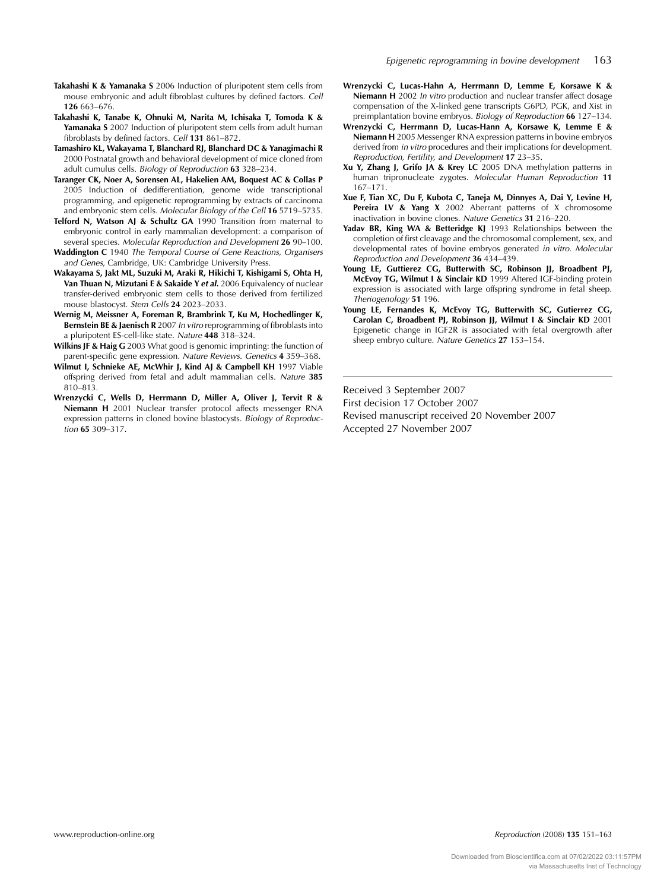**Takahashi K & Yamanaka S** 2006 Induction of pluripotent stem cells from mouse embryonic and adult fibroblast cultures by defined factors. *Cell* **126** 663–676.

**Takahashi K, Tanabe K, Ohnuki M, Narita M, Ichisaka T, Tomoda K & Yamanaka S** 2007 Induction of pluripotent stem cells from adult human fibroblasts by defined factors. *Cell* **131** 861–872.

**Tamashiro KL, Wakayama T, Blanchard RJ, Blanchard DC & Yanagimachi R** 2000 Postnatal growth and behavioral development of mice cloned from adult cumulus cells. *Biology of Reproduction* **63** 328–234.

**Taranger CK, Noer A, Sorensen AL, Hakelien AM, Boquest AC & Collas P** 2005 Induction of dedifferentiation, genome wide transcriptional programming, and epigenetic reprogramming by extracts of carcinoma and embryonic stem cells. *Molecular Biology of the Cell* **16** 5719–5735.

**Telford N, Watson AJ & Schultz GA** 1990 Transition from maternal to embryonic control in early mammalian development: a comparison of several species. *Molecular Reproduction and Development* **26** 90–100.

**Waddington C** 1940 *The Temporal Course of Gene Reactions, Organisers and Genes*, Cambridge, UK: Cambridge University Press.

**Wakayama S, Jakt ML, Suzuki M, Araki R, Hikichi T, Kishigami S, Ohta H, Van Thuan N, Mizutani E & Sakaide Y *et al.*** 2006 Equivalency of nuclear transfer-derived embryonic stem cells to those derived from fertilized mouse blastocyst. *Stem Cells* **24** 2023–2033.

**Wernig M, Meissner A, Foreman R, Brambrink T, Ku M, Hochedlinger K, Bernstein BE & Jaenisch R** 2007 *In vitro* reprogramming of fibroblasts into a pluripotent ES-cell-like state. *Nature* **448** 318–324.

**Wilkins JF & Haig G** 2003 What good is genomic imprinting: the function of parent-specific gene expression. *Nature Reviews. Genetics* **4** 359–368.

**Wilmut I, Schnieke AE, McWhir J, Kind AJ & Campbell KH** 1997 Viable offspring derived from fetal and adult mammalian cells. *Nature* **385** 810–813.

**Wrenzycki C, Wells D, Herrmann D, Miller A, Oliver J, Tervit R & Niemann H** 2001 Nuclear transfer protocol affects messenger RNA expression patterns in cloned bovine blastocysts. *Biology of Reproduction* **65** 309–317.

**Wrenzycki C, Lucas-Hahn A, Herrmann D, Lemme E, Korsawe K & Niemann H** 2002 *In vitro* production and nuclear transfer affect dosage compensation of the X-linked gene transcripts G6PD, PGK, and Xist in preimplantation bovine embryos. *Biology of Reproduction* **66** 127–134.

**Wrenzycki C, Herrmann D, Lucas-Hann A, Korsawe K, Lemme E & Niemann H** 2005 Messenger RNA expression patterns in bovine embryos derived from *in vitro* procedures and their implications for development. *Reproduction, Fertility, and Development* **17** 23–35.

**Xu Y, Zhang J, Grifo JA & Krey LC** 2005 DNA methylation patterns in human tripronucleate zygotes. *Molecular Human Reproduction* **11** 167–171.

**Xue F, Tian XC, Du F, Kubota C, Taneja M, Dinnyes A, Dai Y, Levine H, Pereira LV & Yang X** 2002 Aberrant patterns of X chromosome inactivation in bovine clones. *Nature Genetics* **31** 216–220.

**Yadav BR, King WA & Betteridge KJ** 1993 Relationships between the completion of first cleavage and the chromosomal complement, sex, and developmental rates of bovine embryos generated *in vitro*. *Molecular Reproduction and Development* **36** 434–439.

**Young LE, Guttierez CG, Butterwith SC, Robinson JJ, Broadbent PJ, McEvoy TG, Wilmut I & Sinclair KD** 1999 Altered IGF-binding protein expression is associated with large offspring syndrome in fetal sheep. *Theriogenology* **51** 196.

**Young LE, Fernandes K, McEvoy TG, Butterwith SC, Gutierrez CG, Carolan C, Broadbent PJ, Robinson JJ, Wilmut I & Sinclair KD** 2001 Epigenetic change in IGF2R is associated with fetal overgrowth after sheep embryo culture. *Nature Genetics* **27** 153–154.

---

Received 3 September 2007
First decision 17 October 2007
Revised manuscript received 20 November 2007
Accepted 27 November 2007